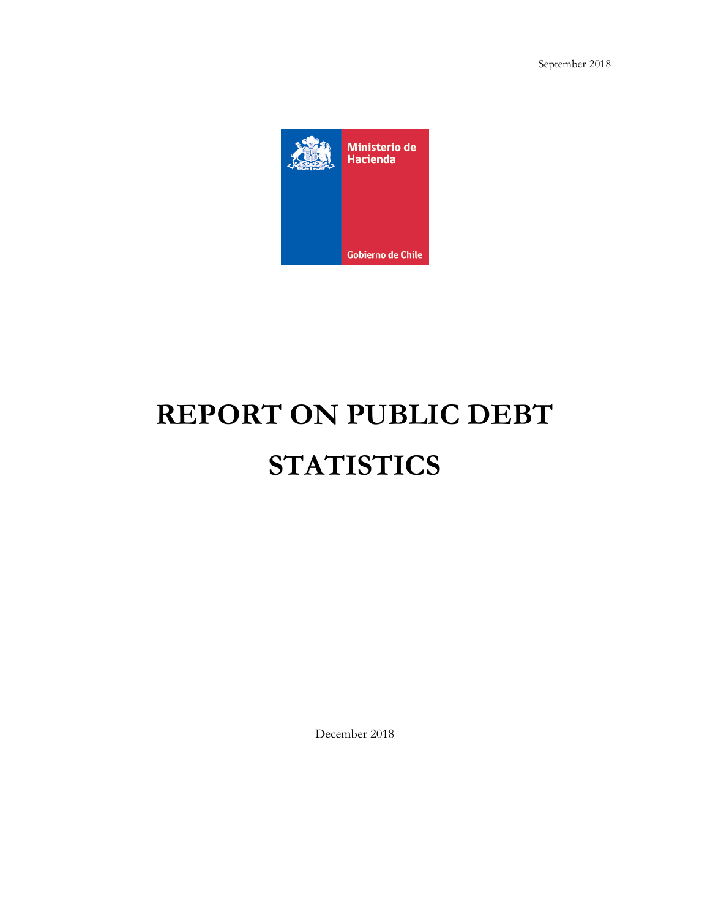September 2018

Ministerio de Hacienda

Gobierno de Chile

# REPORT ON PUBLIC DEBT STATISTICS

December 2018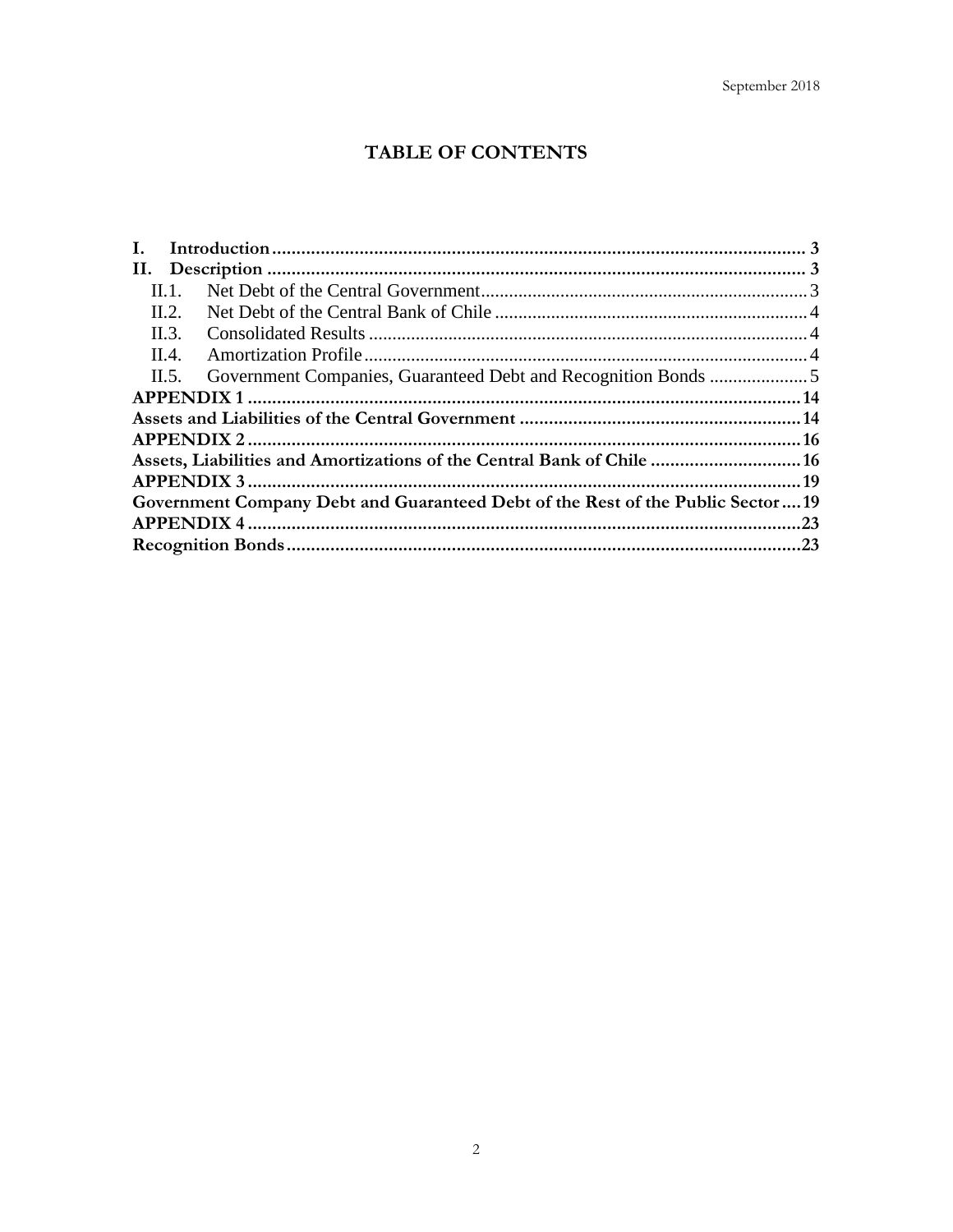September 2018

# TABLE OF CONTENTS

**I. Introduction** .............................................................................................................. 3
**II. Description** ............................................................................................................... 3
- II.1. Net Debt of the Central Government ..................................................................... 3
- II.2. Net Debt of the Central Bank of Chile .................................................................. 4
- II.3. Consolidated Results ............................................................................................ 4
- II.4. Amortization Profile ............................................................................................. 4
- II.5. Government Companies, Guaranteed Debt and Recognition Bonds ..................... 5

**APPENDIX 1** ................................................................................................................ 14
**Assets and Liabilities of the Central Government** ........................................................ 14
**APPENDIX 2** ................................................................................................................ 16
**Assets, Liabilities and Amortizations of the Central Bank of Chile** .............................. 16
**APPENDIX 3** ................................................................................................................ 19
**Government Company Debt and Guaranteed Debt of the Rest of the Public Sector** .... 19
**APPENDIX 4** ................................................................................................................ 23
**Recognition Bonds** ........................................................................................................ 23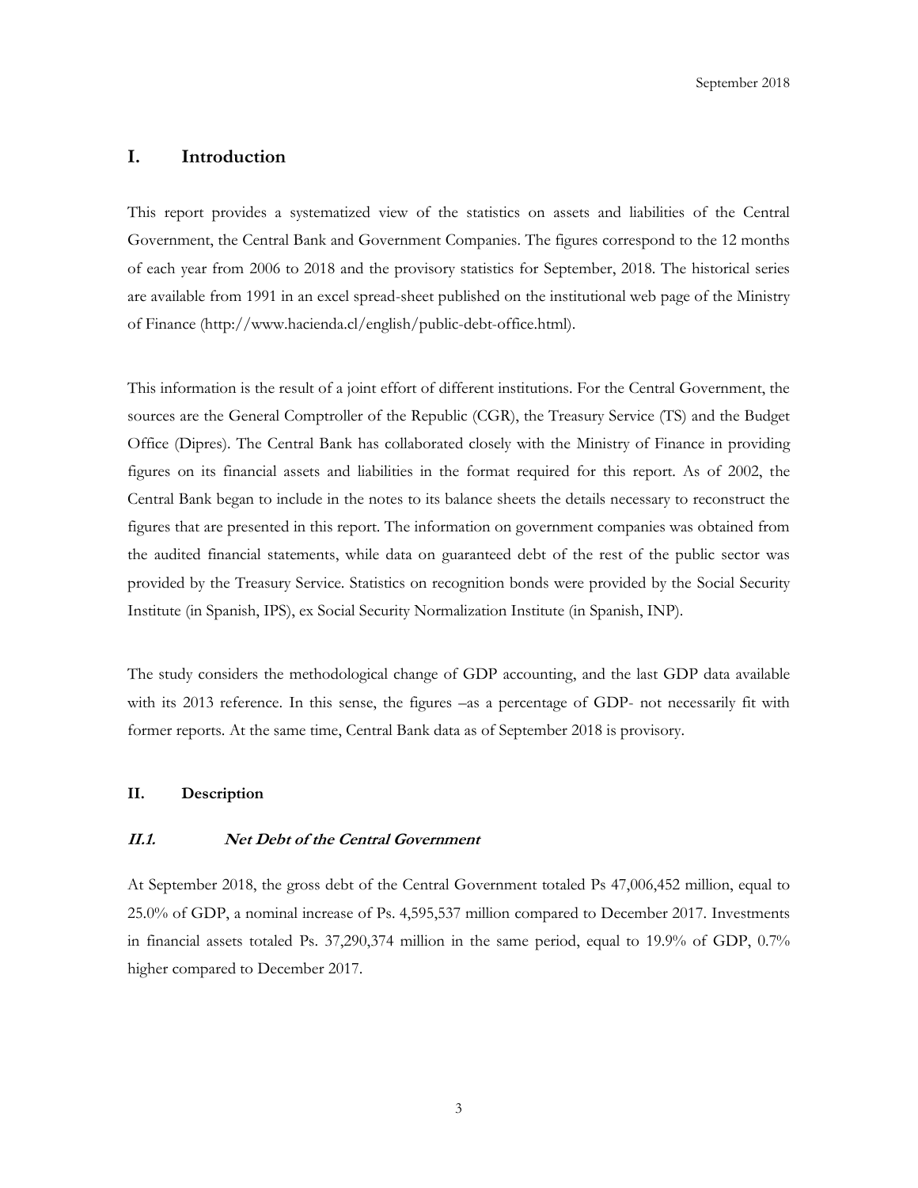# I. Introduction

This report provides a systematized view of the statistics on assets and liabilities of the Central Government, the Central Bank and Government Companies. The figures correspond to the 12 months of each year from 2006 to 2018 and the provisory statistics for September, 2018. The historical series are available from 1991 in an excel spread-sheet published on the institutional web page of the Ministry of Finance (http://www.hacienda.cl/english/public-debt-office.html).

This information is the result of a joint effort of different institutions. For the Central Government, the sources are the General Comptroller of the Republic (CGR), the Treasury Service (TS) and the Budget Office (Dipres). The Central Bank has collaborated closely with the Ministry of Finance in providing figures on its financial assets and liabilities in the format required for this report. As of 2002, the Central Bank began to include in the notes to its balance sheets the details necessary to reconstruct the figures that are presented in this report. The information on government companies was obtained from the audited financial statements, while data on guaranteed debt of the rest of the public sector was provided by the Treasury Service. Statistics on recognition bonds were provided by the Social Security Institute (in Spanish, IPS), ex Social Security Normalization Institute (in Spanish, INP).

The study considers the methodological change of GDP accounting, and the last GDP data available with its 2013 reference. In this sense, the figures –as a percentage of GDP- not necessarily fit with former reports. At the same time, Central Bank data as of September 2018 is provisory.

## II. Description

### *II.1. Net Debt of the Central Government*

At September 2018, the gross debt of the Central Government totaled Ps 47,006,452 million, equal to 25.0% of GDP, a nominal increase of Ps. 4,595,537 million compared to December 2017. Investments in financial assets totaled Ps. 37,290,374 million in the same period, equal to 19.9% of GDP, 0.7% higher compared to December 2017.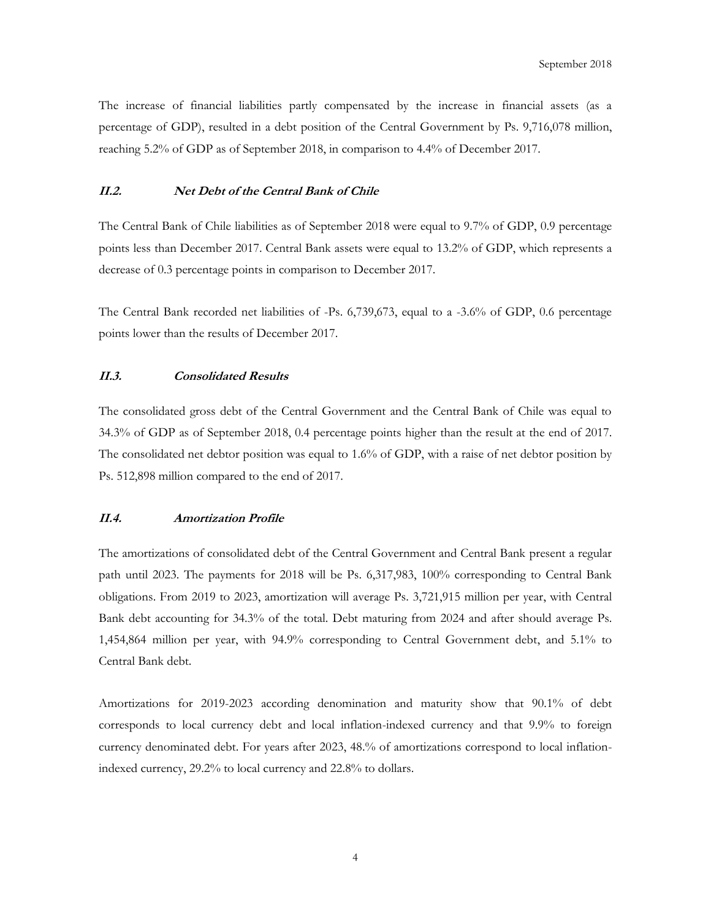The increase of financial liabilities partly compensated by the increase in financial assets (as a percentage of GDP), resulted in a debt position of the Central Government by Ps. 9,716,078 million, reaching 5.2% of GDP as of September 2018, in comparison to 4.4% of December 2017.

### *II.2. Net Debt of the Central Bank of Chile*

The Central Bank of Chile liabilities as of September 2018 were equal to 9.7% of GDP, 0.9 percentage points less than December 2017. Central Bank assets were equal to 13.2% of GDP, which represents a decrease of 0.3 percentage points in comparison to December 2017.

The Central Bank recorded net liabilities of -Ps. 6,739,673, equal to a -3.6% of GDP, 0.6 percentage points lower than the results of December 2017.

### *II.3. Consolidated Results*

The consolidated gross debt of the Central Government and the Central Bank of Chile was equal to 34.3% of GDP as of September 2018, 0.4 percentage points higher than the result at the end of 2017. The consolidated net debtor position was equal to 1.6% of GDP, with a raise of net debtor position by Ps. 512,898 million compared to the end of 2017.

### *II.4. Amortization Profile*

The amortizations of consolidated debt of the Central Government and Central Bank present a regular path until 2023. The payments for 2018 will be Ps. 6,317,983, 100% corresponding to Central Bank obligations. From 2019 to 2023, amortization will average Ps. 3,721,915 million per year, with Central Bank debt accounting for 34.3% of the total. Debt maturing from 2024 and after should average Ps. 1,454,864 million per year, with 94.9% corresponding to Central Government debt, and 5.1% to Central Bank debt.

Amortizations for 2019-2023 according denomination and maturity show that 90.1% of debt corresponds to local currency debt and local inflation-indexed currency and that 9.9% to foreign currency denominated debt. For years after 2023, 48.% of amortizations correspond to local inflation-indexed currency, 29.2% to local currency and 22.8% to dollars.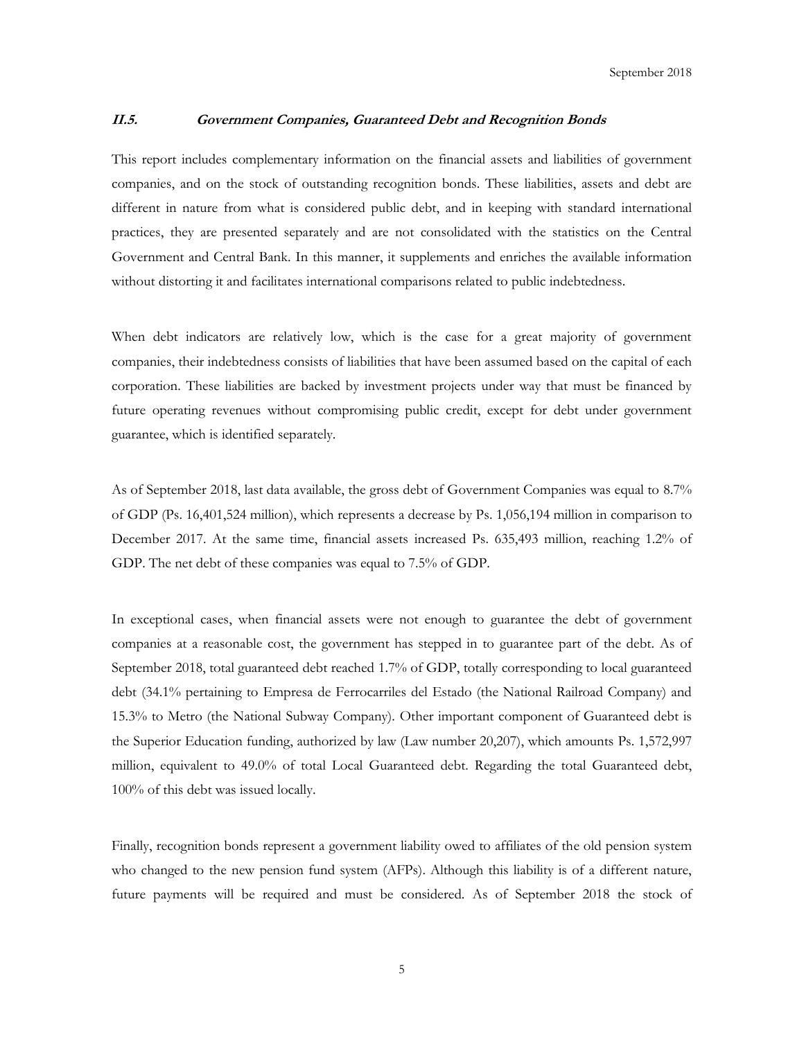### *II.5. Government Companies, Guaranteed Debt and Recognition Bonds*

This report includes complementary information on the financial assets and liabilities of government companies, and on the stock of outstanding recognition bonds. These liabilities, assets and debt are different in nature from what is considered public debt, and in keeping with standard international practices, they are presented separately and are not consolidated with the statistics on the Central Government and Central Bank. In this manner, it supplements and enriches the available information without distorting it and facilitates international comparisons related to public indebtedness.

When debt indicators are relatively low, which is the case for a great majority of government companies, their indebtedness consists of liabilities that have been assumed based on the capital of each corporation. These liabilities are backed by investment projects under way that must be financed by future operating revenues without compromising public credit, except for debt under government guarantee, which is identified separately.

As of September 2018, last data available, the gross debt of Government Companies was equal to 8.7% of GDP (Ps. 16,401,524 million), which represents a decrease by Ps. 1,056,194 million in comparison to December 2017. At the same time, financial assets increased Ps. 635,493 million, reaching 1.2% of GDP. The net debt of these companies was equal to 7.5% of GDP.

In exceptional cases, when financial assets were not enough to guarantee the debt of government companies at a reasonable cost, the government has stepped in to guarantee part of the debt. As of September 2018, total guaranteed debt reached 1.7% of GDP, totally corresponding to local guaranteed debt (34.1% pertaining to Empresa de Ferrocarriles del Estado (the National Railroad Company) and 15.3% to Metro (the National Subway Company). Other important component of Guaranteed debt is the Superior Education funding, authorized by law (Law number 20,207), which amounts Ps. 1,572,997 million, equivalent to 49.0% of total Local Guaranteed debt. Regarding the total Guaranteed debt, 100% of this debt was issued locally.

Finally, recognition bonds represent a government liability owed to affiliates of the old pension system who changed to the new pension fund system (AFPs). Although this liability is of a different nature, future payments will be required and must be considered. As of September 2018 the stock of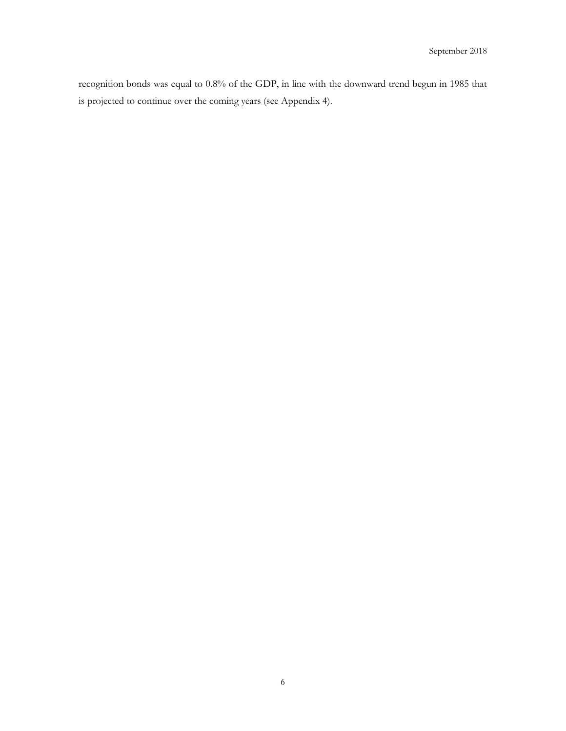recognition bonds was equal to 0.8% of the GDP, in line with the downward trend begun in 1985 that is projected to continue over the coming years (see Appendix 4).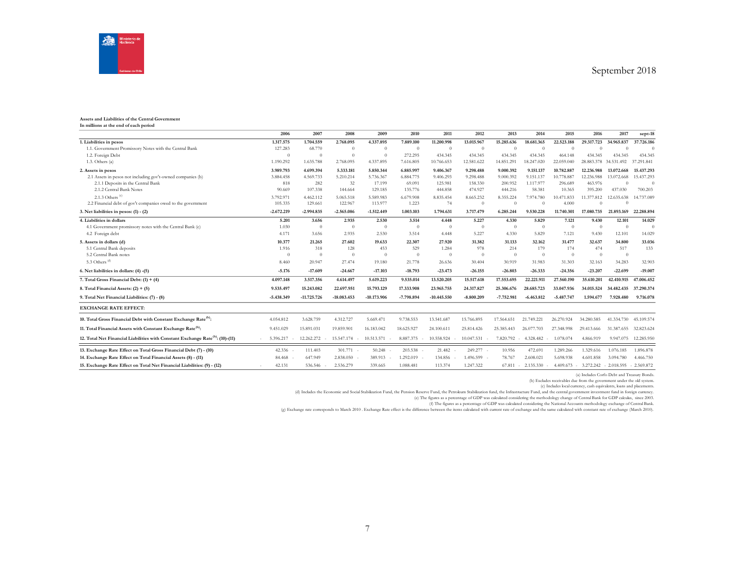**Assets and Liabilities of the Central Government**
**In millions at the end of each period**

| | 2006 | 2007 | 2008 | 2009 | 2010 | 2011 | 2012 | 2013 | 2014 | 2015 | 2016 | 2017 | sept-18 |
|---|---|---|---|---|---|---|---|---|---|---|---|---|---|
| **1. Liabilities in pesos** | **1.317.575** | **1.704.559** | **2.768.095** | **4.337.895** | **7.889.100** | **11.200.998** | **13.015.967** | **15.285.636** | **18.681.365** | **22.523.188** | **29.317.723** | **34.965.837** | **37.726.186** |
| 1.1. Government Promissory Notes with the Central Bank | 127.283 | 68.770 | 0 | 0 | 0 | 0 | 0 | 0 | 0 | 0 | 0 | 0 | 0 |
| 1.2. Foreign Debt | 0 | 0 | 0 | 0 | 272.295 | 434.345 | 434.345 | 434.345 | 434.345 | 464.148 | 434.345 | 434.345 | 434.345 |
| 1.3. Others (a) | 1.190.292 | 1.635.788 | 2.768.095 | 4.337.895 | 7.616.805 | 10.766.653 | 12.581.622 | 14.851.291 | 18.247.020 | 22.059.040 | 28.883.378 | 34.531.492 | 37.291.841 |
| **2. Assets in pesos** | **3.989.793** | **4.699.394** | **5.333.181** | **5.850.344** | **6.885.997** | **9.406.367** | **9.298.488** | **9.000.392** | **9.151.137** | **10.782.887** | **12.236.988** | **13.072.668** | **15.437.293** |
| 2.1 Assets in pesos not including gov't-owned companies (b) | 3.884.458 | 4.569.733 | 5.210.214 | 5.736.367 | 6.884.775 | 9.406.293 | 9.298.488 | 9.000.392 | 9.151.137 | 10.778.887 | 12.236.988 | 13.072.668 | 15.437.293 |
| 2.1.1 Deposits in the Central Bank | 818 | 282 | 32 | 17.199 | 69.091 | 125.981 | 158.330 | 200.952 | 1.117.977 | 296.689 | 463.976 | 0 | 0 |
| 2.1.2 Central Bank Notes | 90.669 | 107.338 | 144.664 | 129.185 | 135.776 | 444.858 | 474.927 | 444.216 | 58.381 | 10.365 | 395.200 | 437.030 | 700.203 |
| 2.1.3 Others [c] | 3.792.971 | 4.462.112 | 5.065.518 | 5.589.983 | 6.679.908 | 8.835.454 | 8.665.232 | 8.355.224 | 7.974.780 | 10.471.833 | 11.377.812 | 12.635.638 | 14.737.089 |
| 2.2 Financial debt of gov't companies owed to the government | 105.335 | 129.661 | 122.967 | 113.977 | 1.223 | 74 | 0 | 0 | 0 | 4.000 | 0 | 0 | |
| **3. Net liabilities in pesos: (1) - (2)** | **-2.672.219** | **-2.994.835** | **-2.565.086** | **-1.512.449** | **1.003.103** | **1.794.631** | **3.717.479** | **6.285.244** | **9.530.228** | **11.740.301** | **17.080.735** | **21.893.169** | **22.288.894** |
| **4. Liabilities in dollars** | **5.201** | **3.656** | **2.935** | **2.530** | **3.514** | **4.448** | **5.227** | **4.330** | **5.829** | **7.121** | **9.430** | **12.101** | **14.029** |
| 4.1 Government promissory notes with the Central Bank (c) | 1.030 | 0 | 0 | 0 | 0 | 0 | 0 | 0 | 0 | 0 | 0 | 0 | 0 |
| 4.2 Foreign debt | 4.171 | 3.656 | 2.935 | 2.530 | 3.514 | 4.448 | 5.227 | 4.330 | 5.829 | 7.121 | 9.430 | 12.101 | 14.029 |
| **5. Assets in dollars (d)** | **10.377** | **21.265** | **27.602** | **19.633** | **22.307** | **27.920** | **31.382** | **31.133** | **32.162** | **31.477** | **32.637** | **34.800** | **33.036** |
| 5.1 Central Bank deposits | 1.916 | 318 | 128 | 453 | 529 | 1.284 | 978 | 214 | 179 | 174 | 474 | 517 | 133 |
| 5.2 Central Bank notes | 0 | 0 | 0 | 0 | 0 | 0 | 0 | 0 | 0 | 0 | 0 | 0 | |
| 5.3 Others [d] | 8.460 | 20.947 | 27.474 | 19.180 | 21.778 | 26.636 | 30.404 | 30.919 | 31.983 | 31.303 | 32.163 | 34.283 | 32.903 |
| **6. Net liabilities in dollars: (4) -(5)** | **-5.176** | **-17.609** | **-24.667** | **-17.103** | **-18.793** | **-23.473** | **-26.155** | **-26.803** | **-26.333** | **-24.356** | **-23.207** | **-22.699** | **-19.007** |
| **7. Total Gross Financial Debt: (1) + (4)** | **4.097.148** | **3.517.356** | **4.614.497** | **5.619.223** | **9.535.014** | **13.520.205** | **15.517.618** | **17.553.695** | **22.221.911** | **27.560.190** | **35.610.201** | **42.410.915** | **47.006.452** |
| **8. Total Financial Assets: (2) + (5)** | **9.535.497** | **15.243.082** | **22.697.951** | **15.793.129** | **17.333.908** | **23.965.755** | **24.317.827** | **25.306.676** | **28.685.723** | **33.047.936** | **34.015.524** | **34.482.435** | **37.290.374** |
| **9. Total Net Financial Liabilities: (7) - (8)** | **-5.438.349** | **-11.725.726** | **-18.083.453** | **-10.173.906** | **-7.798.894** | **-10.445.550** | **-8.800.209** | **-7.752.981** | **-6.463.812** | **-5.487.747** | **1.594.677** | **7.928.480** | **9.716.078** |
| **EXCHANGE RATE EFFECT:** | | | | | | | | | | | | | |
| **10. Total Gross Financial Debt with Constant Exchange Rate[h]:** | 4.054.812 | 3.628.759 | 4.312.727 | 5.669.471 | 9.738.553 | 13.541.687 | 15.766.895 | 17.564.651 | 21.749.221 | 26.270.924 | 34.280.585 | 41.334.730 | 45.109.574 |
| **11. Total Financial Assets with Constant Exchange Rate[h]:** | 9.451.029 | 15.891.031 | 19.859.901 | 16.183.042 | 18.625.927 | 24.100.611 | 25.814.426 | 25.385.443 | 26.077.703 | 27.348.998 | 29.413.666 | 31.387.655 | 32.823.624 |
| **12. Total Net Financial Liabilities with Constant Exchange Rate[h]: (10)-(11)** | -5.396.217 | -12.262.272 | -15.547.174 | -10.513.571 | -8.887.375 | -10.558.924 | -10.047.531 | -7.820.792 | -4.328.482 | -1.078.074 | 4.866.919 | 9.947.075 | 12.285.950 |
| **13. Exchange Rate Effect on Total Gross Financial Debt (7) - (10)** | 42.336 | -111.403 | 301.771 | -50.248 | -203.538 | -21.482 | -249.277 | -10.956 | 472.691 | 1.289.266 | 1.329.616 | 1.076.185 | 1.896.878 |
| **14. Exchange Rate Effect on Total Financial Assets (8) - (11)** | 84.468 | -647.949 | 2.838.050 | -389.913 | -1.292.019 | -134.856 | -1.496.599 | -78.767 | 2.608.021 | 5.698.938 | 4.601.858 | 3.094.780 | 4.466.750 |
| **15. Exchange Rate Effect on Total Net Financial Liabilities: (9) - (12)** | -42.131 | 536.546 | -2.536.279 | 339.665 | 1.088.481 | 113.374 | 1.247.322 | 67.811 | -2.135.330 | -4.409.673 | -3.272.242 | -2.018.595 | -2.569.872 |

(a) Includes Corfo Debt and Treasury Bonds.

(b) Excludes receivables due from the government under the old system.

(c) Includes local currency, cash equivalents, loans and placements.

(d) Includes the Economic and Social Stabilization Fund, the Pension Reserve Fund, the Petroleum Stabilization fund, the Infrastructure Fund, and the central government investment fund in foreign currency.

(e) The figures as a percentage of GDP was calculated considering the methodology change of Central Bank for GDP calculus, since 2003.

(f) The figures as a percentage of GDP was calculated considering the National Accounts methodology exchange of Central Bank.

(g) Exchange rate corresponds to March 2010 . Exchange Rate effect is the difference between the items calculated with current rate of exchange and the same calculated with constant rate of exchange (March 2010).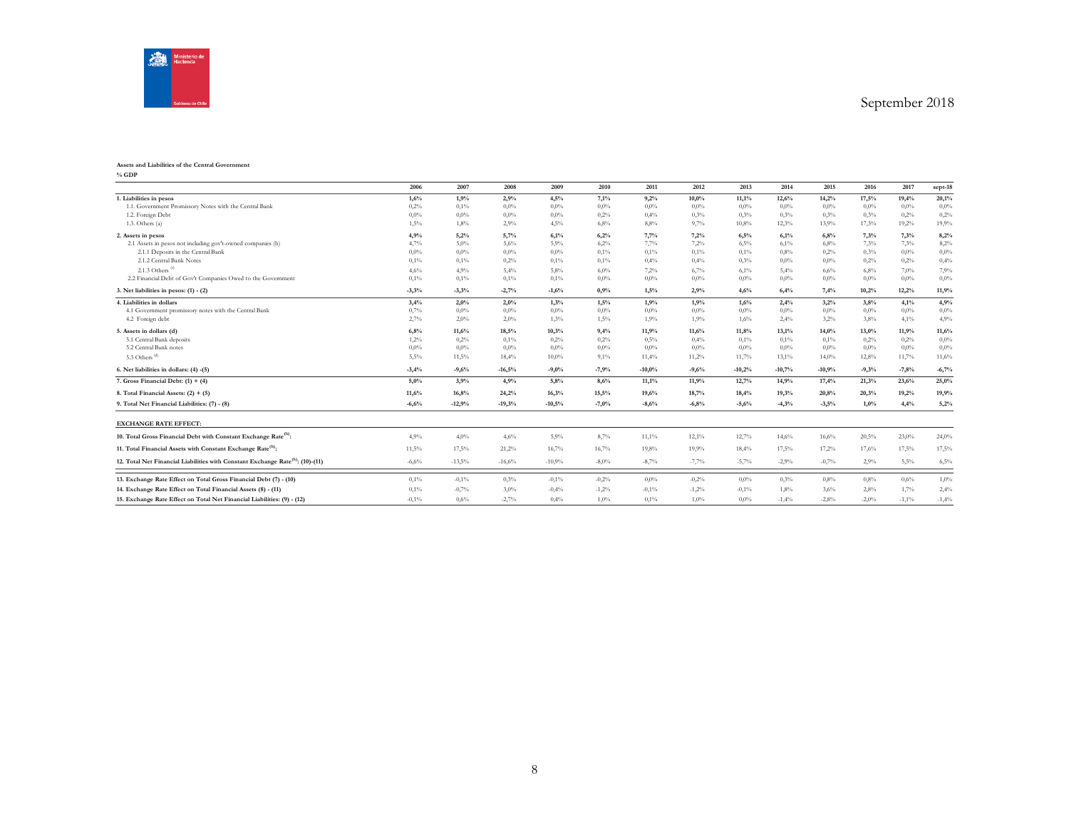September 2018

**Assets and Liabilities of the Central Government**

**% GDP**

| | 2006 | 2007 | 2008 | 2009 | 2010 | 2011 | 2012 | 2013 | 2014 | 2015 | 2016 | 2017 | sept-18 |
|---|---|---|---|---|---|---|---|---|---|---|---|---|---|
| **1. Liabilities in pesos** | **1,6%** | **1,9%** | **2,9%** | **4,5%** | **7,1%** | **9,2%** | **10,0%** | **11,1%** | **12,6%** | **14,2%** | **17,5%** | **19,4%** | **20,1%** |
| 1.1. Government Promissory Notes with the Central Bank | 0,2% | 0,1% | 0,0% | 0,0% | 0,0% | 0,0% | 0,0% | 0,0% | 0,0% | 0,0% | 0,0% | 0,0% | 0,0% |
| 1.2. Foreign Debt | 0,0% | 0,0% | 0,0% | 0,0% | 0,2% | 0,4% | 0,3% | 0,3% | 0,3% | 0,3% | 0,3% | 0,2% | 0,2% |
| 1.3. Others (a) | 1,5% | 1,8% | 2,9% | 4,5% | 6,8% | 8,8% | 9,7% | 10,8% | 12,3% | 13,9% | 17,3% | 19,2% | 19,9% |
| **2. Assets in pesos** | **4,9%** | **5,2%** | **5,7%** | **6,1%** | **6,2%** | **7,7%** | **7,2%** | **6,5%** | **6,1%** | **6,8%** | **7,3%** | **7,3%** | **8,2%** |
| 2.1 Assets in pesos not including gov't-owned companies (b) | 4,7% | 5,0% | 5,6% | 5,9% | 6,2% | 7,7% | 7,2% | 6,5% | 6,1% | 6,8% | 7,3% | 7,3% | 8,2% |
| 2.1.1 Deposits in the Central Bank | 0,0% | 0,0% | 0,0% | 0,0% | 0,1% | 0,1% | 0,1% | 0,1% | 0,8% | 0,2% | 0,3% | 0,0% | 0,0% |
| 2.1.2 Central Bank Notes | 0,1% | 0,1% | 0,2% | 0,1% | 0,1% | 0,4% | 0,4% | 0,3% | 0,0% | 0,0% | 0,2% | 0,2% | 0,4% |
| 2.1.3 Others [c] | 4,6% | 4,9% | 5,4% | 5,8% | 6,0% | 7,2% | 6,7% | 6,1% | 5,4% | 6,6% | 6,8% | 7,0% | 7,9% |
| 2.2 Financial Debt of Gov't Companies Owed to the Government | 0,1% | 0,1% | 0,1% | 0,1% | 0,0% | 0,0% | 0,0% | 0,0% | 0,0% | 0,0% | 0,0% | 0,0% | 0,0% |
| **3. Net liabilities in pesos: (1) - (2)** | **-3,3%** | **-3,3%** | **-2,7%** | **-1,6%** | **0,9%** | **1,5%** | **2,9%** | **4,6%** | **6,4%** | **7,4%** | **10,2%** | **12,2%** | **11,9%** |
| **4. Liabilities in dollars** | **3,4%** | **2,0%** | **2,0%** | **1,3%** | **1,5%** | **1,9%** | **1,9%** | **1,6%** | **2,4%** | **3,2%** | **3,8%** | **4,1%** | **4,9%** |
| 4.1 Government promissory notes with the Central Bank | 0,7% | 0,0% | 0,0% | 0,0% | 0,0% | 0,0% | 0,0% | 0,0% | 0,0% | 0,0% | 0,0% | 0,0% | 0,0% |
| 4.2 Foreign debt | 2,7% | 2,0% | 2,0% | 1,3% | 1,5% | 1,9% | 1,9% | 1,6% | 2,4% | 3,2% | 3,8% | 4,1% | 4,9% |
| **5. Assets in dollars (d)** | **6,8%** | **11,6%** | **18,5%** | **10,3%** | **9,4%** | **11,9%** | **11,6%** | **11,8%** | **13,1%** | **14,0%** | **13,0%** | **11,9%** | **11,6%** |
| 5.1 Central Bank deposits | 1,2% | 0,2% | 0,1% | 0,2% | 0,2% | 0,5% | 0,4% | 0,1% | 0,1% | 0,1% | 0,2% | 0,2% | 0,0% |
| 5.2 Central Bank notes | 0,0% | 0,0% | 0,0% | 0,0% | 0,0% | 0,0% | 0,0% | 0,0% | 0,0% | 0,0% | 0,0% | 0,0% | 0,0% |
| 5.3 Others [d] | 5,5% | 11,5% | 18,4% | 10,0% | 9,1% | 11,4% | 11,2% | 11,7% | 13,1% | 14,0% | 12,8% | 11,7% | 11,6% |
| **6. Net liabilities in dollars: (4) -(5)** | **-3,4%** | **-9,6%** | **-16,5%** | **-9,0%** | **-7,9%** | **-10,0%** | **-9,6%** | **-10,2%** | **-10,7%** | **-10,9%** | **-9,3%** | **-7,8%** | **-6,7%** |
| **7. Gross Financial Debt: (1) + (4)** | **5,0%** | **3,9%** | **4,9%** | **5,8%** | **8,6%** | **11,1%** | **11,9%** | **12,7%** | **14,9%** | **17,4%** | **21,3%** | **23,6%** | **25,0%** |
| **8. Total Financial Assets: (2) + (5)** | **11,6%** | **16,8%** | **24,2%** | **16,3%** | **15,5%** | **19,6%** | **18,7%** | **18,4%** | **19,3%** | **20,8%** | **20,3%** | **19,2%** | **19,9%** |
| **9. Total Net Financial Liabilities: (7) - (8)** | **-6,6%** | **-12,9%** | **-19,3%** | **-10,5%** | **-7,0%** | **-8,6%** | **-6,8%** | **-5,6%** | **-4,3%** | **-3,5%** | **1,0%** | **4,4%** | **5,2%** |
| **EXCHANGE RATE EFFECT:** | | | | | | | | | | | | | |
| **10. Total Gross Financial Debt with Constant Exchange Rate[h]:** | 4,9% | 4,0% | 4,6% | 5,9% | 8,7% | 11,1% | 12,1% | 12,7% | 14,6% | 16,6% | 20,5% | 23,0% | 24,0% |
| **11. Total Financial Assets with Constant Exchange Rate[h]:** | 11,5% | 17,5% | 21,2% | 16,7% | 16,7% | 19,8% | 19,9% | 18,4% | 17,5% | 17,2% | 17,6% | 17,5% | 17,5% |
| **12. Total Net Financial Liabilities with Constant Exchange Rate[h]: (10)-(11)** | -6,6% | -13,5% | -16,6% | -10,9% | -8,0% | -8,7% | -7,7% | -5,7% | -2,9% | -0,7% | 2,9% | 5,5% | 6,5% |
| **13. Exchange Rate Effect on Total Gross Financial Debt (7) - (10)** | 0,1% | -0,1% | 0,3% | -0,1% | -0,2% | 0,0% | -0,2% | 0,0% | 0,3% | 0,8% | 0,8% | 0,6% | 1,0% |
| **14. Exchange Rate Effect on Total Financial Assets (8) - (11)** | 0,1% | -0,7% | 3,0% | -0,4% | -1,2% | -0,1% | -1,2% | -0,1% | 1,8% | 3,6% | 2,8% | 1,7% | 2,4% |
| **15. Exchange Rate Effect on Total Net Financial Liabilities: (9) - (12)** | -0,1% | 0,6% | -2,7% | 0,4% | 1,0% | 0,1% | 1,0% | 0,0% | -1,4% | -2,8% | -2,0% | -1,1% | -1,4% |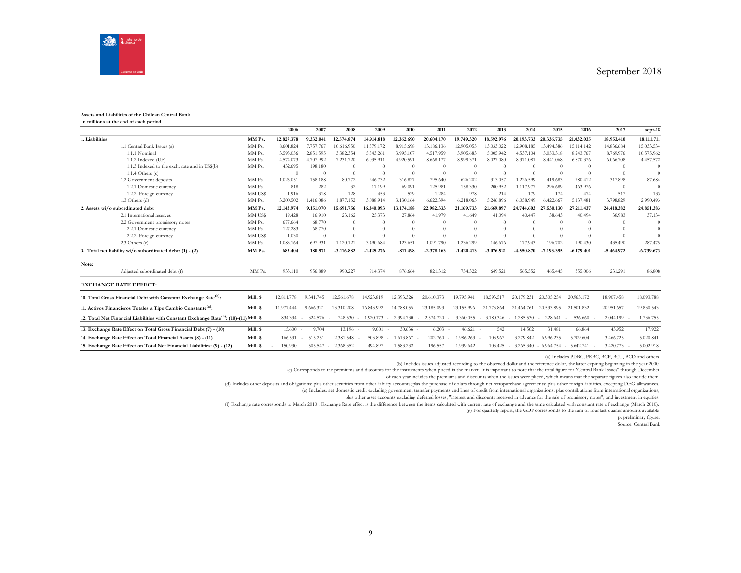September 2018

**Assets and Liabilities of the Chilean Central Bank**
**In millions at the end of each period**

| | | 2006 | 2007 | 2008 | 2009 | 2010 | 2011 | 2012 | 2013 | 2014 | 2015 | 2016 | 2017 | sept-18 |
|---|---|---|---|---|---|---|---|---|---|---|---|---|---|---|
| **1. Liabilities** | **MM Ps.** | **12.827.378** | **9.332.041** | **12.574.874** | **14.914.818** | **12.362.690** | **20.604.170** | **19.749.320** | **18.592.976** | **20.193.733** | **20.336.735** | **21.032.035** | **18.953.410** | **18.111.711** |
| 1.1 Central Bank Issues (a) | MM Ps. | 8.601.824 | 7.757.767 | 10.616.950 | 11.579.172 | 8.915.698 | 13.186.136 | 12.905.055 | 13.033.022 | 12.908.185 | 13.494.386 | 15.114.142 | 14.836.684 | 15.033.534 |
| 1.1.1 Nominal | MM Ps. | 3.595.056 | 2.851.595 | 3.382.354 | 5.543.261 | 3.995.107 | 4.517.959 | 3.905.683 | 5.005.942 | 4.537.104 | 5.053.318 | 8.243.767 | 8.769.976 | 10.575.962 |
| 1.1.2 Indexed (UF) | MM Ps. | 4.574.073 | 4.707.992 | 7.231.720 | 6.035.911 | 4.920.591 | 8.668.177 | 8.999.371 | 8.027.080 | 8.371.081 | 8.441.068 | 6.870.376 | 6.066.708 | 4.457.572 |
| 1.1.3 Indexed to the exch. rate and in US$(b) | MM Ps. | 432.695 | 198.180 | 0 | 0 | 0 | 0 | 0 | 0 | 0 | 0 | 0 | 0 | 0 |
| 1.1.4 Others (c) | | 0 | 0 | 0 | 0 | 0 | 0 | 0 | 0 | 0 | 0 | 0 | 0 | 0 |
| 1.2 Government deposits | MM Ps. | 1.025.051 | 158.188 | 80.772 | 246.732 | 316.827 | 795.640 | 626.202 | 313.057 | 1.226.599 | 419.683 | 780.412 | 317.898 | 87.684 |
| 1.2.1 Domestic currency | MM Ps. | 818 | 282 | 32 | 17.199 | 69.091 | 125.981 | 158.330 | 200.952 | 1.117.977 | 296.689 | 463.976 | 0 | 0 |
| 1.2.2. Foreign currency | MM US$ | 1.916 | 318 | 128 | 453 | 529 | 1.284 | 978 | 214 | 179 | 174 | 474 | 517 | 133 |
| 1.3 Others (d) | MM Ps. | 3.200.502 | 1.416.086 | 1.877.152 | 3.088.914 | 3.130.164 | 6.622.394 | 6.218.063 | 5.246.896 | 6.058.949 | 6.422.667 | 5.137.481 | 3.798.829 | 2.990.493 |
| **2. Assets wi/o subordinated debt** | **MM Ps.** | **12.143.974** | **9.151.070** | **15.691.756** | **16.340.093** | **13.174.188** | **22.982.333** | **21.169.733** | **21.669.897** | **24.744.603** | **27.530.130** | **27.211.437** | **24.418.382** | **24.851.383** |
| 2.1 International reserves | MM US$ | 19.428 | 16.910 | 23.162 | 25.373 | 27.864 | 41.979 | 41.649 | 41.094 | 40.447 | 38.643 | 40.494 | 38.983 | 37.134 |
| 2.2 Government promissory notes | MM Ps. | 677.664 | 68.770 | 0 | 0 | 0 | 0 | 0 | 0 | 0 | 0 | 0 | 0 | 0 |
| 2.2.1 Domestic currency | MM Ps. | 127.283 | 68.770 | 0 | 0 | 0 | 0 | 0 | 0 | 0 | 0 | 0 | 0 | 0 |
| 2.2.2. Foreign currency | MM US$ | 1.030 | 0 | 0 | 0 | 0 | 0 | 0 | 0 | 0 | 0 | 0 | 0 | 0 |
| 2.3 Others (e) | MM Ps. | 1.083.164 | 697.931 | 1.120.121 | 3.490.684 | 123.651 | 1.091.790 | 1.236.299 | 146.676 | 177.943 | 196.702 | 190.430 | 435.490 | 287.475 |
| **3. Total net liability wi/o subordinated debt: (1) - (2)** | **MM Ps.** | **683.404** | **180.971** | **-3.116.882** | **-1.425.276** | **-811.498** | **-2.378.163** | **-1.420.413** | **-3.076.921** | **-4.550.870** | **-7.193.395** | **-6.179.401** | **-5.464.972** | **-6.739.673** |
| **Note:** | | | | | | | | | | | | | | |
| Adjusted subordinated debt (f) | MM Ps. | 933.110 | 956.889 | 990.227 | 914.374 | 876.664 | 821.312 | 754.322 | 649.521 | 565.552 | 465.445 | 355.006 | 231.291 | 86.808 |
| **EXCHANGE RATE EFFECT:** | | | | | | | | | | | | | | |
| **10. Total Gross Financial Debt with Constant Exchange Rate[h]:** | **Mill. $** | 12.811.778 | 9.341.745 | 12.561.678 | 14.923.819 | 12.393.326 | 20.610.373 | 19.795.941 | 18.593.517 | 20.179.231 | 20.305.254 | 20.965.172 | 18.907.458 | 18.093.788 |
| **11. Activos Financieros Totales a Tipo Cambio Constante[g]:** | **Mill. $** | 11.977.444 | 9.666.321 | 13.310.208 | 16.843.992 | 14.788.055 | 23.185.093 | 23.155.996 | 21.773.864 | 21.464.761 | 20.533.895 | 21.501.832 | 20.951.657 | 19.830.543 |
| **12. Total Net Financial Liabilities with Constant Exchange Rate[h]: (10)-(11)** | **Mill. $** | 834.334 | -324.576 | -748.530 | -1.920.173 | -2.394.730 | -2.574.720 | -3.360.055 | -3.180.346 | -1.285.530 | -228.641 | -536.660 | -2.044.199 | -1.736.755 |
| **13. Exchange Rate Effect on Total Gross Financial Debt (7) - (10)** | **Mill. $** | 15.600 | -9.704 | 13.196 | -9.001 | -30.636 | -6.203 | -46.621 | -542 | 14.502 | 31.481 | 66.864 | 45.952 | 17.922 |
| **14. Exchange Rate Effect on Total Financial Assets (8) - (11)** | **Mill. $** | 166.531 | -515.251 | 2.381.548 | -503.898 | -1.613.867 | -202.760 | -1.986.263 | -103.967 | 3.279.842 | 6.996.235 | 5.709.604 | 3.466.725 | 5.020.841 |
| **15. Exchange Rate Effect on Total Net Financial Liabilities: (9) - (12)** | **Mill. $** | -150.930 | 505.547 | -2.368.352 | 494.897 | 1.583.232 | 196.557 | 1.939.642 | 103.425 | -3.265.340 | -6.964.754 | -5.642.741 | -3.420.773 | -5.002.918 |

(a) Includes PDBC, PRBC, BCP, BCU, BCD and others.
(b) Includes issues adjusted according to the observed dollar and the reference dollar, the latter expiring beginning in the year 2000.
(c) Corresponds to the premiums and discounts for the instruments when placed in the market. It is important to note that the total figure for "Central Bank Issues" through December of each year includes the premiums and discounts when the issues were placed, which means that the separate figures also include them.
(d) Includes other deposits and obligations; plus other securities from other liability accounts; plus the purchase of dollars through net retropurchase agreements; plus other foreign liabilities, excepting DEG allowances.
(e) Includes: net domestic credit excluding government transfer payments and lines of credit from international organizations; plus contributions from international organizations; plus other asset accounts excluding deferred losses, "interest and discounts received in advance for the sale of promissory notes", and investment in equities.
(f) Exchange rate corresponds to March 2010 . Exchange Rate effect is the difference between the items calculated with current rate of exchange and the same calculated with constant rate of exchange (March 2010).
(g) For quarterly report, the GDP corresponds to the sum of four last quarter amounts available.
p: preliminary figures
Source: Central Bank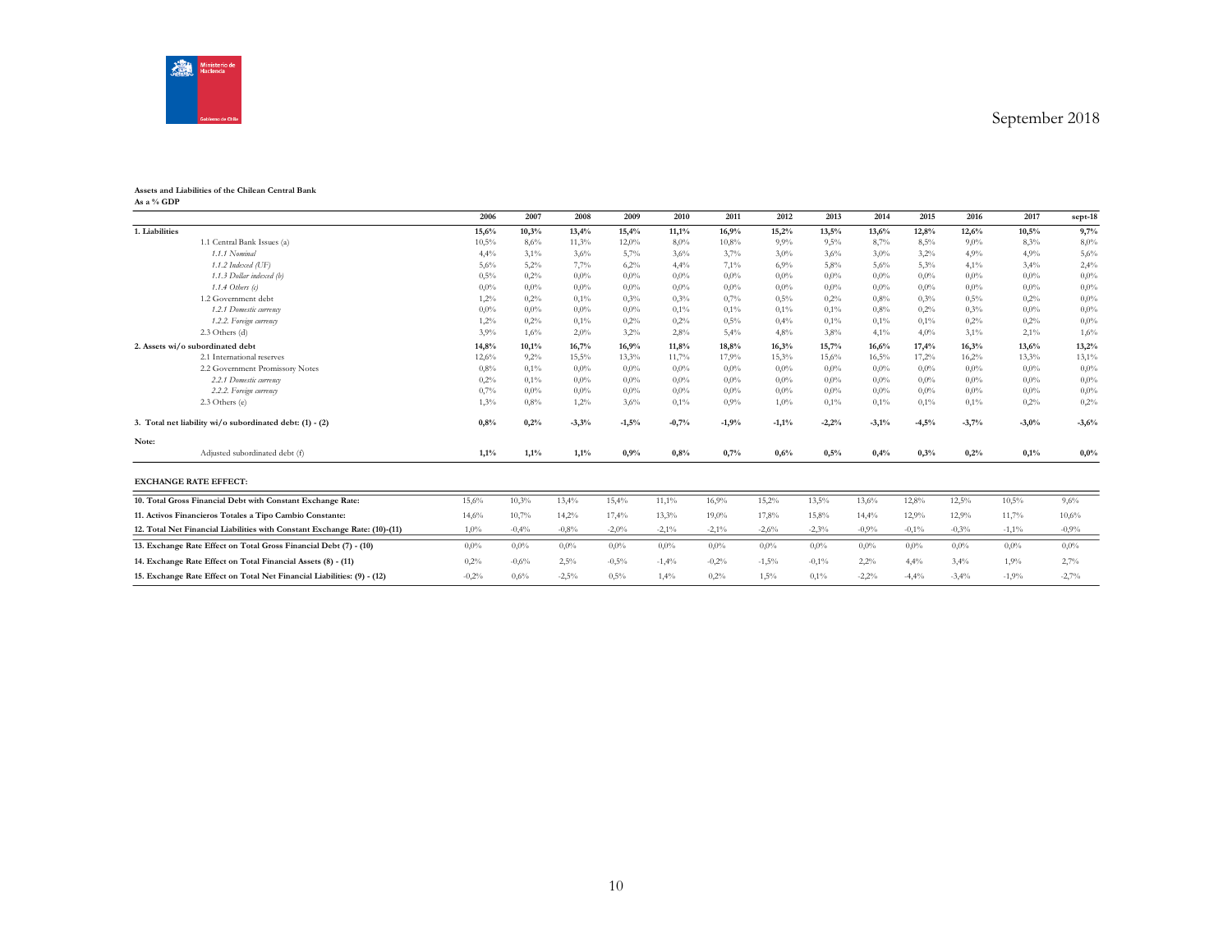**Assets and Liabilities of the Chilean Central Bank**
**As a % GDP**

| | 2006 | 2007 | 2008 | 2009 | 2010 | 2011 | 2012 | 2013 | 2014 | 2015 | 2016 | 2017 | sept-18 |
|---|---|---|---|---|---|---|---|---|---|---|---|---|---|
| **1. Liabilities** | **15,6%** | **10,3%** | **13,4%** | **15,4%** | **11,1%** | **16,9%** | **15,2%** | **13,5%** | **13,6%** | **12,8%** | **12,6%** | **10,5%** | **9,7%** |
| 1.1 Central Bank Issues (a) | 10,5% | 8,6% | 11,3% | 12,0% | 8,0% | 10,8% | 9,9% | 9,5% | 8,7% | 8,5% | 9,0% | 8,3% | 8,0% |
| *1.1.1 Nominal* | 4,4% | 3,1% | 3,6% | 5,7% | 3,6% | 3,7% | 3,0% | 3,6% | 3,0% | 3,2% | 4,9% | 4,9% | 5,6% |
| *1.1.2 Indexed (UF)* | 5,6% | 5,2% | 7,7% | 6,2% | 4,4% | 7,1% | 6,9% | 5,8% | 5,6% | 5,3% | 4,1% | 3,4% | 2,4% |
| *1.1.3 Dollar indexed (b)* | 0,5% | 0,2% | 0,0% | 0,0% | 0,0% | 0,0% | 0,0% | 0,0% | 0,0% | 0,0% | 0,0% | 0,0% | 0,0% |
| *1.1.4 Others (c)* | 0,0% | 0,0% | 0,0% | 0,0% | 0,0% | 0,0% | 0,0% | 0,0% | 0,0% | 0,0% | 0,0% | 0,0% | 0,0% |
| 1.2 Government debt | 1,2% | 0,2% | 0,1% | 0,3% | 0,3% | 0,7% | 0,5% | 0,2% | 0,8% | 0,3% | 0,5% | 0,2% | 0,0% |
| *1.2.1 Domestic currency* | 0,0% | 0,0% | 0,0% | 0,0% | 0,1% | 0,1% | 0,1% | 0,1% | 0,8% | 0,2% | 0,3% | 0,0% | 0,0% |
| *1.2.2. Foreign currency* | 1,2% | 0,2% | 0,1% | 0,2% | 0,2% | 0,5% | 0,4% | 0,1% | 0,1% | 0,1% | 0,2% | 0,2% | 0,0% |
| 2.3 Others (d) | 3,9% | 1,6% | 2,0% | 3,2% | 2,8% | 5,4% | 4,8% | 3,8% | 4,1% | 4,0% | 3,1% | 2,1% | 1,6% |
| **2. Assets wi/o subordinated debt** | **14,8%** | **10,1%** | **16,7%** | **16,9%** | **11,8%** | **18,8%** | **16,3%** | **15,7%** | **16,6%** | **17,4%** | **16,3%** | **13,6%** | **13,2%** |
| 2.1 International reserves | 12,6% | 9,2% | 15,5% | 13,3% | 11,7% | 17,9% | 15,3% | 15,6% | 16,5% | 17,2% | 16,2% | 13,3% | 13,1% |
| 2.2 Government Promissory Notes | 0,8% | 0,1% | 0,0% | 0,0% | 0,0% | 0,0% | 0,0% | 0,0% | 0,0% | 0,0% | 0,0% | 0,0% | 0,0% |
| *2.2.1 Domestic currency* | 0,2% | 0,1% | 0,0% | 0,0% | 0,0% | 0,0% | 0,0% | 0,0% | 0,0% | 0,0% | 0,0% | 0,0% | 0,0% |
| *2.2.2. Foreign currency* | 0,7% | 0,0% | 0,0% | 0,0% | 0,0% | 0,0% | 0,0% | 0,0% | 0,0% | 0,0% | 0,0% | 0,0% | 0,0% |
| 2.3 Others (e) | 1,3% | 0,8% | 1,2% | 3,6% | 0,1% | 0,9% | 1,0% | 0,1% | 0,1% | 0,1% | 0,1% | 0,2% | 0,2% |
| **3. Total net liability wi/o subordinated debt: (1) - (2)** | **0,8%** | **0,2%** | **-3,3%** | **-1,5%** | **-0,7%** | **-1,9%** | **-1,1%** | **-2,2%** | **-3,1%** | **-4,5%** | **-3,7%** | **-3,0%** | **-3,6%** |
| **Note:** | | | | | | | | | | | | | |
| Adjusted subordinated debt (f) | **1,1%** | **1,1%** | **1,1%** | **0,9%** | **0,8%** | **0,7%** | **0,6%** | **0,5%** | **0,4%** | **0,3%** | **0,2%** | **0,1%** | **0,0%** |

**EXCHANGE RATE EFFECT:**

| | | | | | | | | | | | | | |
|---|---|---|---|---|---|---|---|---|---|---|---|---|---|
| **10. Total Gross Financial Debt with Constant Exchange Rate:** | 15,6% | 10,3% | 13,4% | 15,4% | 11,1% | 16,9% | 15,2% | 13,5% | 13,6% | 12,8% | 12,5% | 10,5% | 9,6% |
| **11. Activos Financieros Totales a Tipo Cambio Constante:** | 14,6% | 10,7% | 14,2% | 17,4% | 13,3% | 19,0% | 17,8% | 15,8% | 14,4% | 12,9% | 12,9% | 11,7% | 10,6% |
| **12. Total Net Financial Liabilities with Constant Exchange Rate: (10)-(11)** | 1,0% | -0,4% | -0,8% | -2,0% | -2,1% | -2,1% | -2,6% | -2,3% | -0,9% | -0,1% | -0,3% | -1,1% | -0,9% |
| **13. Exchange Rate Effect on Total Gross Financial Debt (7) - (10)** | 0,0% | 0,0% | 0,0% | 0,0% | 0,0% | 0,0% | 0,0% | 0,0% | 0,0% | 0,0% | 0,0% | 0,0% | 0,0% |
| **14. Exchange Rate Effect on Total Financial Assets (8) - (11)** | 0,2% | -0,6% | 2,5% | -0,5% | -1,4% | -0,2% | -1,5% | -0,1% | 2,2% | 4,4% | 3,4% | 1,9% | 2,7% |
| **15. Exchange Rate Effect on Total Net Financial Liabilities: (9) - (12)** | -0,2% | 0,6% | -2,5% | 0,5% | 1,4% | 0,2% | 1,5% | 0,1% | -2,2% | -4,4% | -3,4% | -1,9% | -2,7% |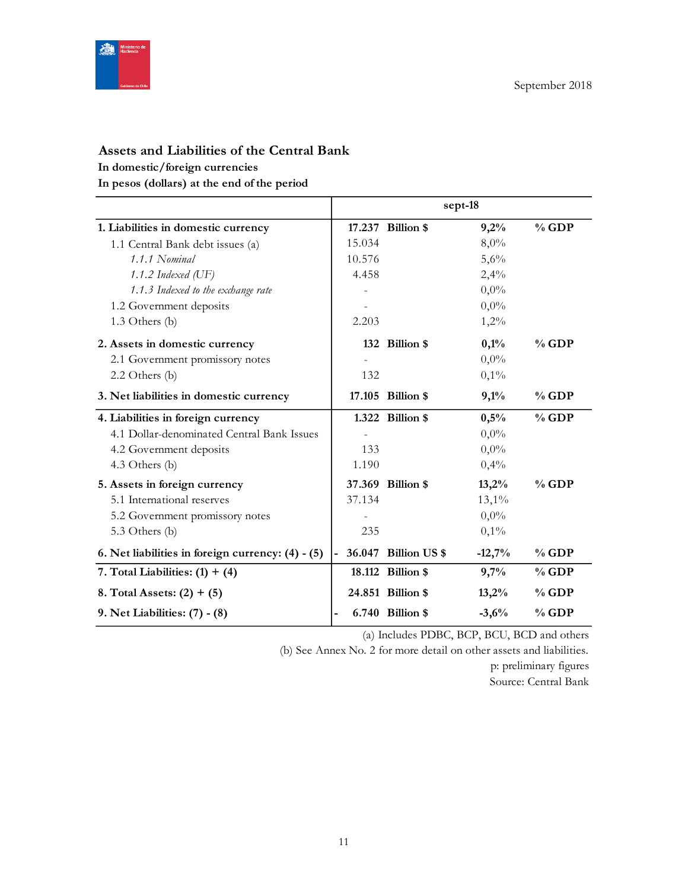September 2018

## Assets and Liabilities of the Central Bank

**In domestic/foreign currencies**

**In pesos (dollars) at the end of the period**

| | sept-18 | | | |
|---|---|---|---|---|
| **1. Liabilities in domestic currency** | **17.237** | **Billion $** | **9,2%** | **% GDP** |
| 1.1 Central Bank debt issues (a) | 15.034 | | 8,0% | |
| *1.1.1 Nominal* | 10.576 | | 5,6% | |
| *1.1.2 Indexed (UF)* | 4.458 | | 2,4% | |
| *1.1.3 Indexed to the exchange rate* | - | | 0,0% | |
| 1.2 Government deposits | - | | 0,0% | |
| 1.3 Others (b) | 2.203 | | 1,2% | |
| **2. Assets in domestic currency** | **132** | **Billion $** | **0,1%** | **% GDP** |
| 2.1 Government promissory notes | - | | 0,0% | |
| 2.2 Others (b) | 132 | | 0,1% | |
| **3. Net liabilities in domestic currency** | **17.105** | **Billion $** | **9,1%** | **% GDP** |
| **4. Liabilities in foreign currency** | **1.322** | **Billion $** | **0,5%** | **% GDP** |
| 4.1 Dollar-denominated Central Bank Issues | - | | 0,0% | |
| 4.2 Government deposits | 133 | | 0,0% | |
| 4.3 Others (b) | 1.190 | | 0,4% | |
| **5. Assets in foreign currency** | **37.369** | **Billion $** | **13,2%** | **% GDP** |
| 5.1 International reserves | 37.134 | | 13,1% | |
| 5.2 Government promissory notes | - | | 0,0% | |
| 5.3 Others (b) | 235 | | 0,1% | |
| **6. Net liabilities in foreign currency: (4) - (5)** | **- 36.047** | **Billion US $** | **-12,7%** | **% GDP** |
| **7. Total Liabilities: (1) + (4)** | **18.112** | **Billion $** | **9,7%** | **% GDP** |
| **8. Total Assets: (2) + (5)** | **24.851** | **Billion $** | **13,2%** | **% GDP** |
| **9. Net Liabilities: (7) - (8)** | **- 6.740** | **Billion $** | **-3,6%** | **% GDP** |

(a) Includes PDBC, BCP, BCU, BCD and others

(b) See Annex No. 2 for more detail on other assets and liabilities.

p: preliminary figures

Source: Central Bank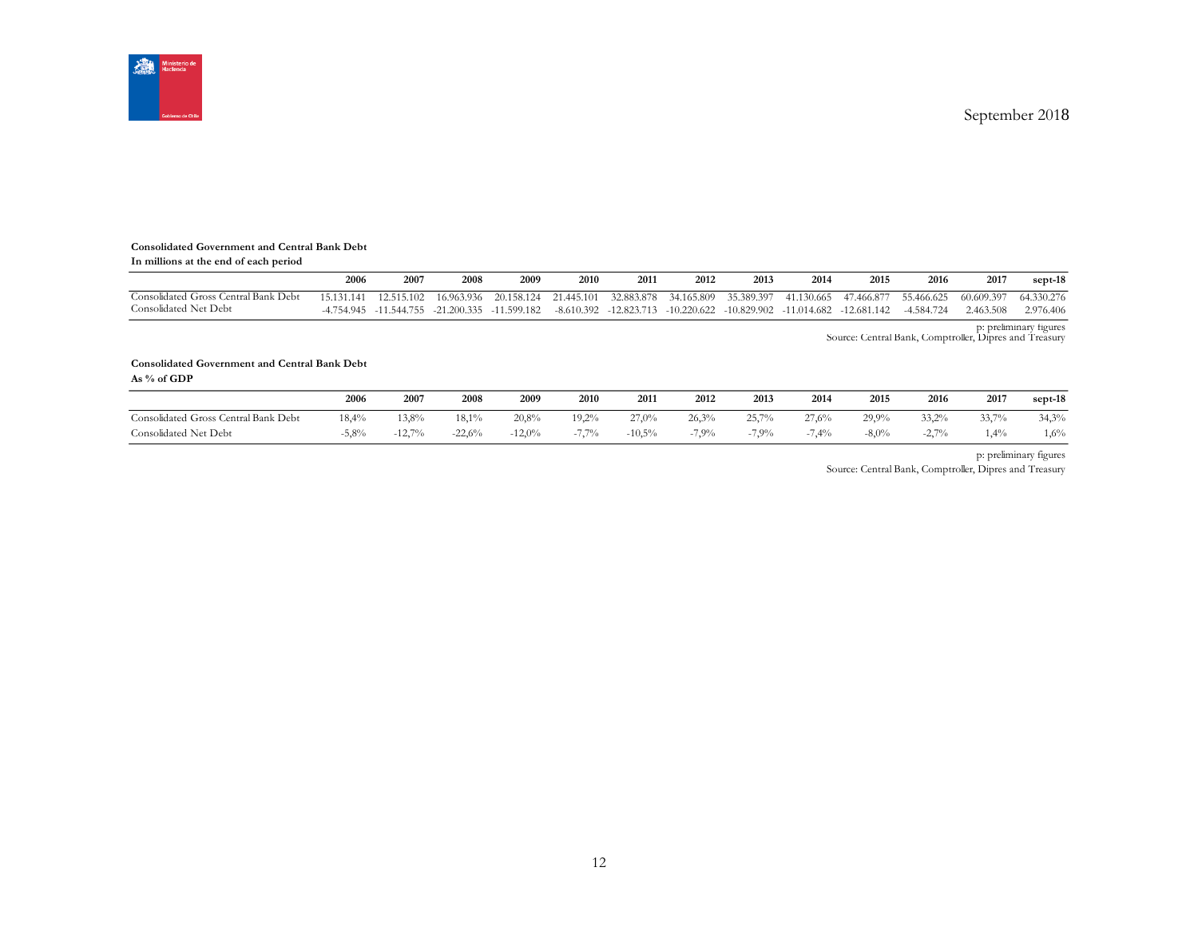September 2018

**Consolidated Government and Central Bank Debt**
**In millions at the end of each period**

| | 2006 | 2007 | 2008 | 2009 | 2010 | 2011 | 2012 | 2013 | 2014 | 2015 | 2016 | 2017 | sept-18 |
|---|---|---|---|---|---|---|---|---|---|---|---|---|---|
| Consolidated Gross Central Bank Debt | 15.131.141 | 12.515.102 | 16.963.936 | 20.158.124 | 21.445.101 | 32.883.878 | 34.165.809 | 35.389.397 | 41.130.665 | 47.466.877 | 55.466.625 | 60.609.397 | 64.330.276 |
| Consolidated Net Debt | -4.754.945 | -11.544.755 | -21.200.335 | -11.599.182 | -8.610.392 | -12.823.713 | -10.220.622 | -10.829.902 | -11.014.682 | -12.681.142 | -4.584.724 | 2.463.508 | 2.976.406 |

p: preliminary figures
Source: Central Bank, Comptroller, Dipres and Treasury

**Consolidated Government and Central Bank Debt**
**As % of GDP**

| | 2006 | 2007 | 2008 | 2009 | 2010 | 2011 | 2012 | 2013 | 2014 | 2015 | 2016 | 2017 | sept-18 |
|---|---|---|---|---|---|---|---|---|---|---|---|---|---|
| Consolidated Gross Central Bank Debt | 18,4% | 13,8% | 18,1% | 20,8% | 19,2% | 27,0% | 26,3% | 25,7% | 27,6% | 29,9% | 33,2% | 33,7% | 34,3% |
| Consolidated Net Debt | -5,8% | -12,7% | -22,6% | -12,0% | -7,7% | -10,5% | -7,9% | -7,9% | -7,4% | -8,0% | -2,7% | 1,4% | 1,6% |

p: preliminary figures
Source: Central Bank, Comptroller, Dipres and Treasury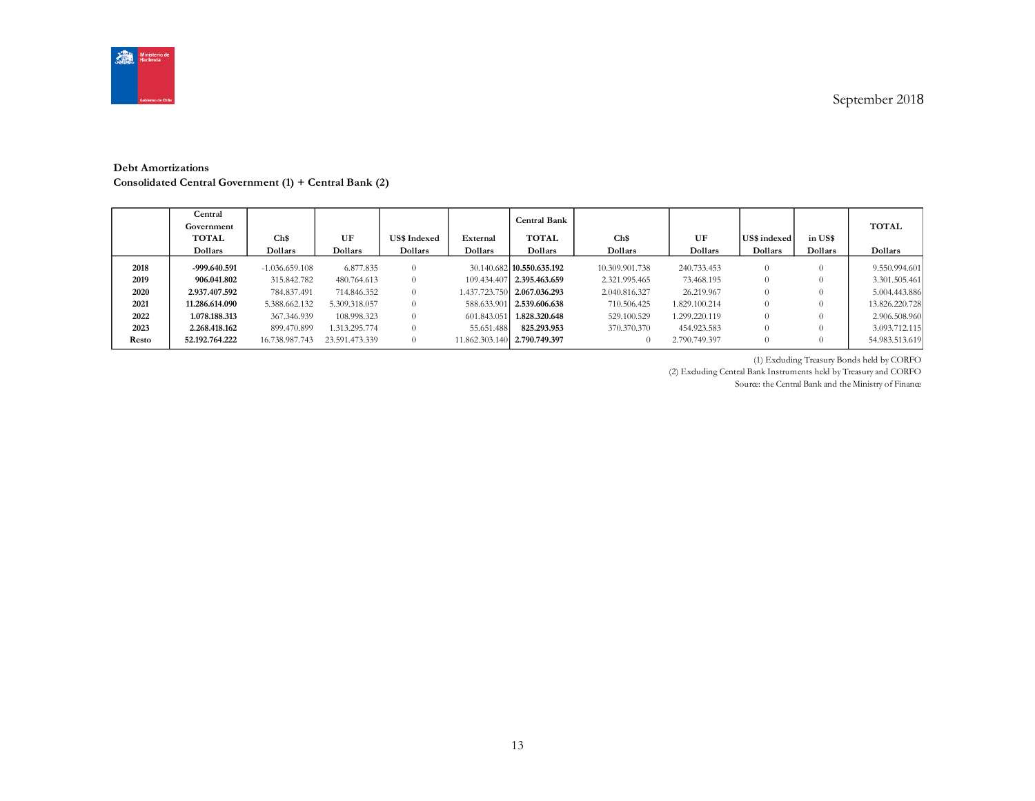September 2018

**Debt Amortizations**
**Consolidated Central Government (1) + Central Bank (2)**

| | Central Government TOTAL Dollars | Ch$ Dollars | UF Dollars | US$ Indexed Dollars | External Dollars | Central Bank TOTAL Dollars | Ch$ Dollars | UF Dollars | US$ indexed Dollars | in US$ Dollars | TOTAL Dollars |
|---|---|---|---|---|---|---|---|---|---|---|---|
| **2018** | **-999.640.591** | -1.036.659.108 | 6.877.835 | 0 | 30.140.682 | **10.550.635.192** | 10.309.901.738 | 240.733.453 | 0 | 0 | 9.550.994.601 |
| **2019** | **906.041.802** | 315.842.782 | 480.764.613 | 0 | 109.434.407 | **2.395.463.659** | 2.321.995.465 | 73.468.195 | 0 | 0 | 3.301.505.461 |
| **2020** | **2.937.407.592** | 784.837.491 | 714.846.352 | 0 | 1.437.723.750 | **2.067.036.293** | 2.040.816.327 | 26.219.967 | 0 | 0 | 5.004.443.886 |
| **2021** | **11.286.614.090** | 5.388.662.132 | 5.309.318.057 | 0 | 588.633.901 | **2.539.606.638** | 710.506.425 | 1.829.100.214 | 0 | 0 | 13.826.220.728 |
| **2022** | **1.078.188.313** | 367.346.939 | 108.998.323 | 0 | 601.843.051 | **1.828.320.648** | 529.100.529 | 1.299.220.119 | 0 | 0 | 2.906.508.960 |
| **2023** | **2.268.418.162** | 899.470.899 | 1.313.295.774 | 0 | 55.651.488 | **825.293.953** | 370.370.370 | 454.923.583 | 0 | 0 | 3.093.712.115 |
| **Resto** | **52.192.764.222** | 16.738.987.743 | 23.591.473.339 | 0 | 11.862.303.140 | **2.790.749.397** | 0 | 2.790.749.397 | 0 | 0 | 54.983.513.619 |

(1) Excluding Treasury Bonds held by CORFO
(2) Excluding Central Bank Instruments held by Treasury and CORFO
Source: the Central Bank and the Ministry of Finance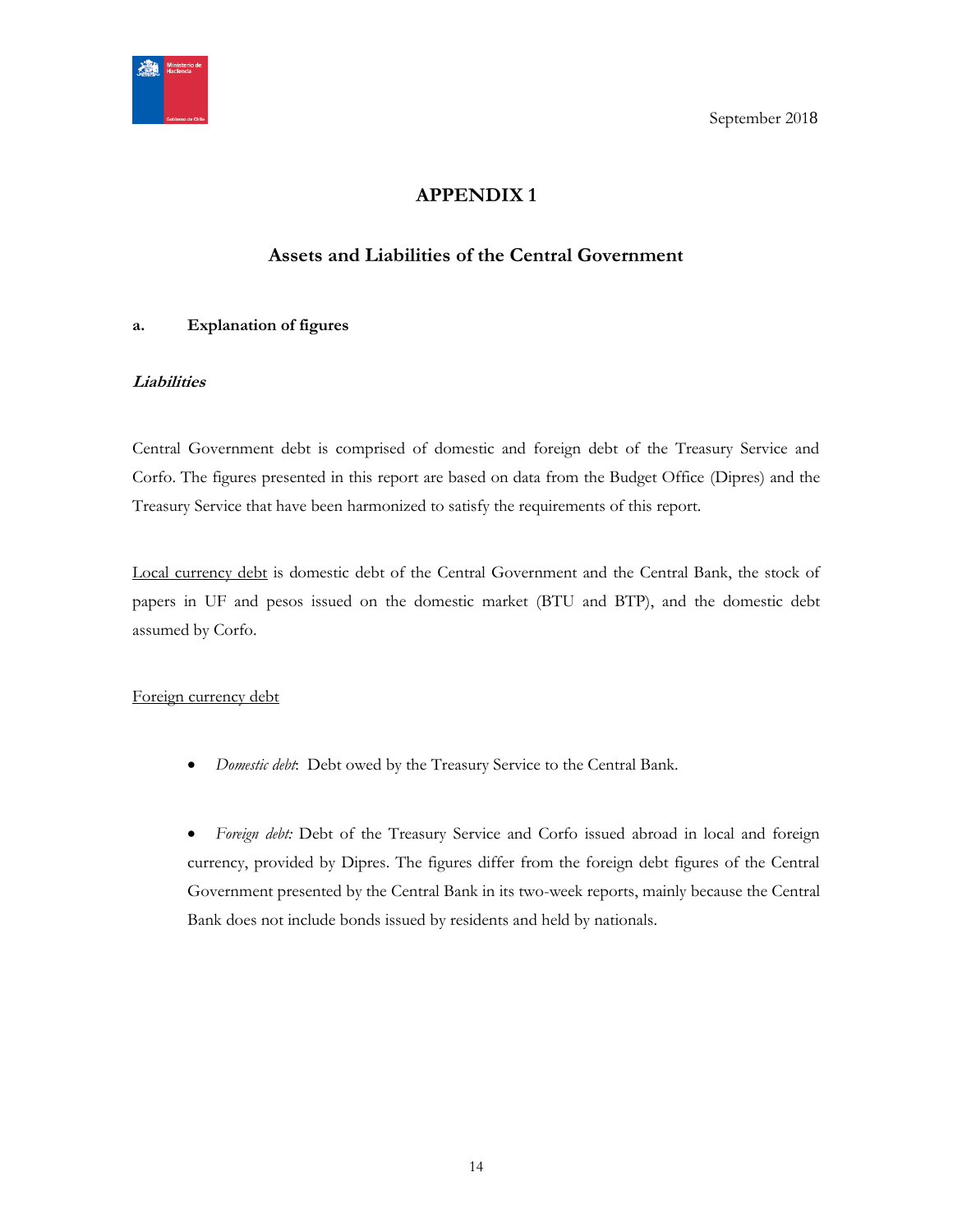September 2018

# APPENDIX 1

## Assets and Liabilities of the Central Government

### a. Explanation of figures

***Liabilities***

Central Government debt is comprised of domestic and foreign debt of the Treasury Service and Corfo. The figures presented in this report are based on data from the Budget Office (Dipres) and the Treasury Service that have been harmonized to satisfy the requirements of this report.

Local currency debt is domestic debt of the Central Government and the Central Bank, the stock of papers in UF and pesos issued on the domestic market (BTU and BTP), and the domestic debt assumed by Corfo.

Foreign currency debt

- *Domestic debt*: Debt owed by the Treasury Service to the Central Bank.

- *Foreign debt:* Debt of the Treasury Service and Corfo issued abroad in local and foreign currency, provided by Dipres. The figures differ from the foreign debt figures of the Central Government presented by the Central Bank in its two-week reports, mainly because the Central Bank does not include bonds issued by residents and held by nationals.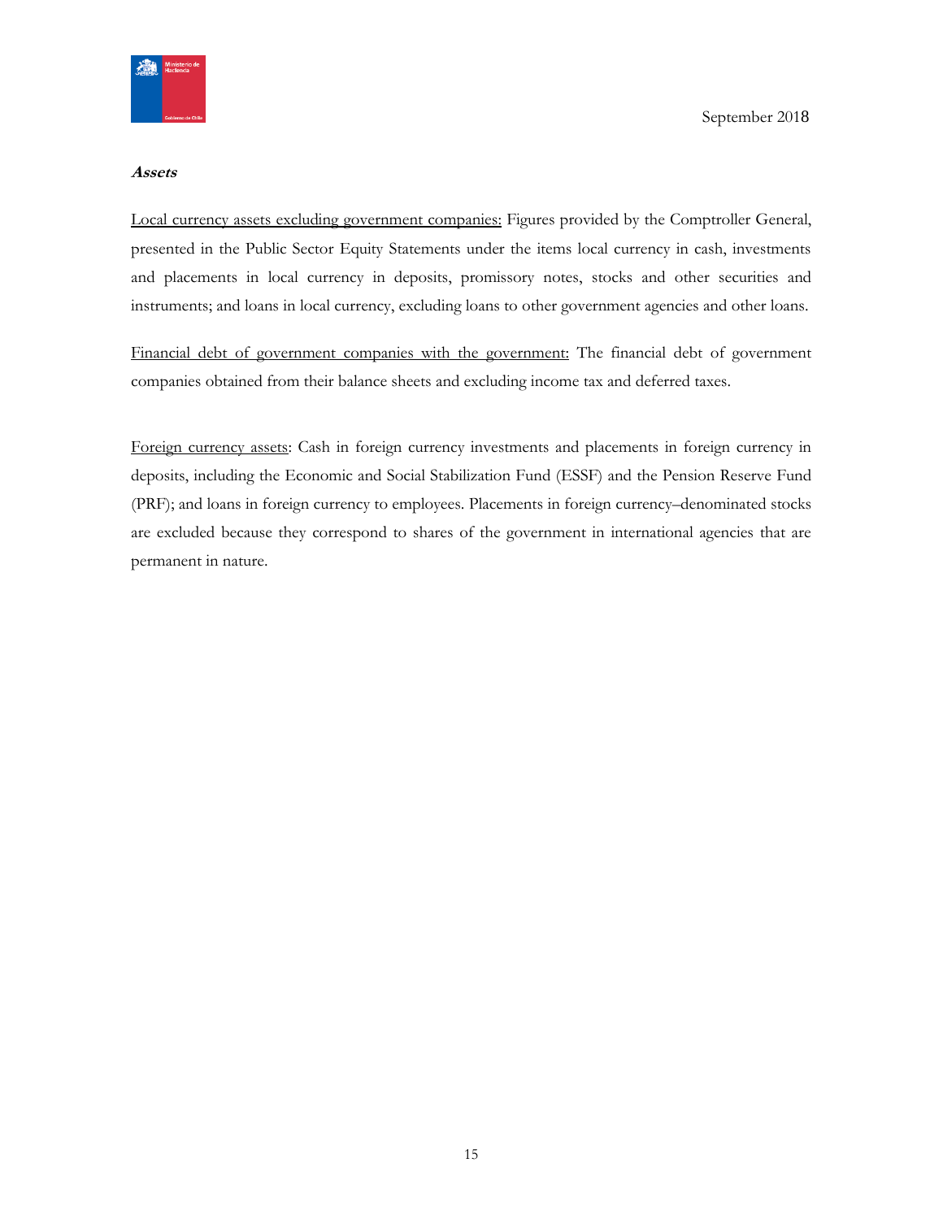***Assets***

Local currency assets excluding government companies: Figures provided by the Comptroller General, presented in the Public Sector Equity Statements under the items local currency in cash, investments and placements in local currency in deposits, promissory notes, stocks and other securities and instruments; and loans in local currency, excluding loans to other government agencies and other loans.

Financial debt of government companies with the government: The financial debt of government companies obtained from their balance sheets and excluding income tax and deferred taxes.

Foreign currency assets: Cash in foreign currency investments and placements in foreign currency in deposits, including the Economic and Social Stabilization Fund (ESSF) and the Pension Reserve Fund (PRF); and loans in foreign currency to employees. Placements in foreign currency–denominated stocks are excluded because they correspond to shares of the government in international agencies that are permanent in nature.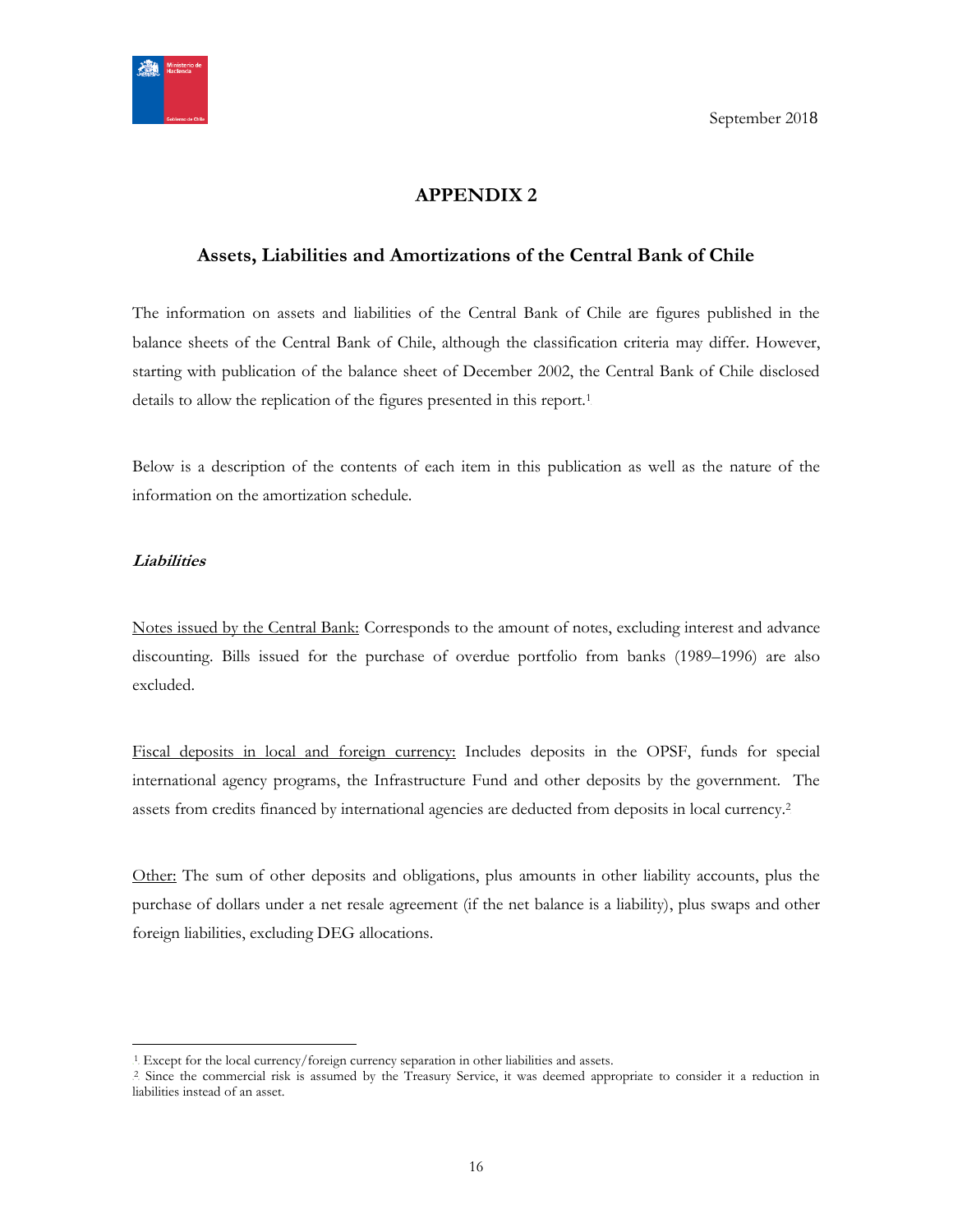# APPENDIX 2

## Assets, Liabilities and Amortizations of the Central Bank of Chile

The information on assets and liabilities of the Central Bank of Chile are figures published in the balance sheets of the Central Bank of Chile, although the classification criteria may differ. However, starting with publication of the balance sheet of December 2002, the Central Bank of Chile disclosed details to allow the replication of the figures presented in this report.[1]

Below is a description of the contents of each item in this publication as well as the nature of the information on the amortization schedule.

***Liabilities***

Notes issued by the Central Bank: Corresponds to the amount of notes, excluding interest and advance discounting. Bills issued for the purchase of overdue portfolio from banks (1989–1996) are also excluded.

Fiscal deposits in local and foreign currency: Includes deposits in the OPSF, funds for special international agency programs, the Infrastructure Fund and other deposits by the government. The assets from credits financed by international agencies are deducted from deposits in local currency.[2]

Other: The sum of other deposits and obligations, plus amounts in other liability accounts, plus the purchase of dollars under a net resale agreement (if the net balance is a liability), plus swaps and other foreign liabilities, excluding DEG allocations.

---

[1] Except for the local currency/foreign currency separation in other liabilities and assets.

[2] Since the commercial risk is assumed by the Treasury Service, it was deemed appropriate to consider it a reduction in liabilities instead of an asset.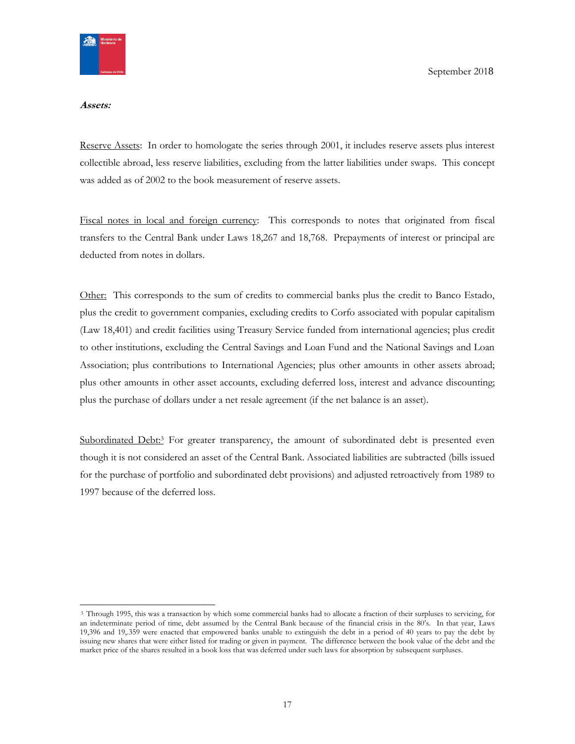***Assets:***

Reserve Assets: In order to homologate the series through 2001, it includes reserve assets plus interest collectible abroad, less reserve liabilities, excluding from the latter liabilities under swaps. This concept was added as of 2002 to the book measurement of reserve assets.

Fiscal notes in local and foreign currency: This corresponds to notes that originated from fiscal transfers to the Central Bank under Laws 18,267 and 18,768. Prepayments of interest or principal are deducted from notes in dollars.

Other: This corresponds to the sum of credits to commercial banks plus the credit to Banco Estado, plus the credit to government companies, excluding credits to Corfo associated with popular capitalism (Law 18,401) and credit facilities using Treasury Service funded from international agencies; plus credit to other institutions, excluding the Central Savings and Loan Fund and the National Savings and Loan Association; plus contributions to International Agencies; plus other amounts in other assets abroad; plus other amounts in other asset accounts, excluding deferred loss, interest and advance discounting; plus the purchase of dollars under a net resale agreement (if the net balance is an asset).

Subordinated Debt:[3] For greater transparency, the amount of subordinated debt is presented even though it is not considered an asset of the Central Bank. Associated liabilities are subtracted (bills issued for the purchase of portfolio and subordinated debt provisions) and adjusted retroactively from 1989 to 1997 because of the deferred loss.

---

[3] Through 1995, this was a transaction by which some commercial banks had to allocate a fraction of their surpluses to servicing, for an indeterminate period of time, debt assumed by the Central Bank because of the financial crisis in the 80's. In that year, Laws 19,396 and 19,.359 were enacted that empowered banks unable to extinguish the debt in a period of 40 years to pay the debt by issuing new shares that were either listed for trading or given in payment. The difference between the book value of the debt and the market price of the shares resulted in a book loss that was deferred under such laws for absorption by subsequent surpluses.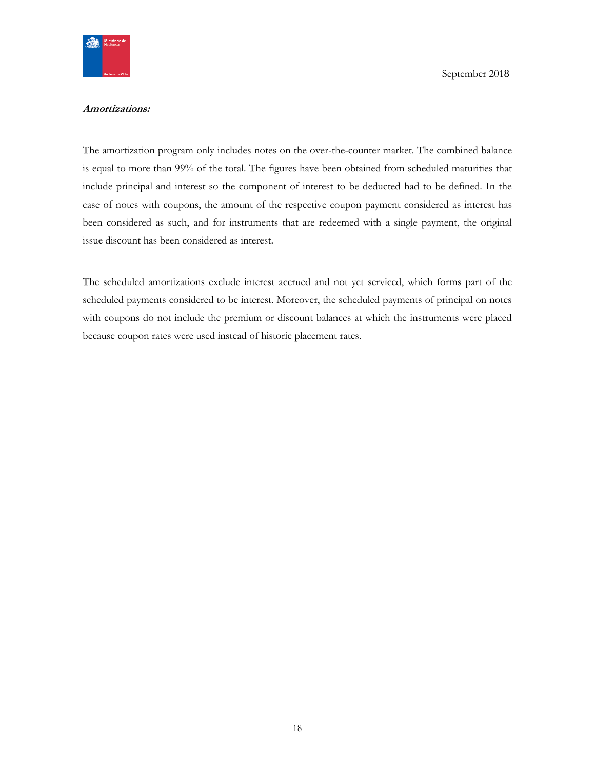***Amortizations:***

The amortization program only includes notes on the over-the-counter market. The combined balance is equal to more than 99% of the total. The figures have been obtained from scheduled maturities that include principal and interest so the component of interest to be deducted had to be defined. In the case of notes with coupons, the amount of the respective coupon payment considered as interest has been considered as such, and for instruments that are redeemed with a single payment, the original issue discount has been considered as interest.

The scheduled amortizations exclude interest accrued and not yet serviced, which forms part of the scheduled payments considered to be interest. Moreover, the scheduled payments of principal on notes with coupons do not include the premium or discount balances at which the instruments were placed because coupon rates were used instead of historic placement rates.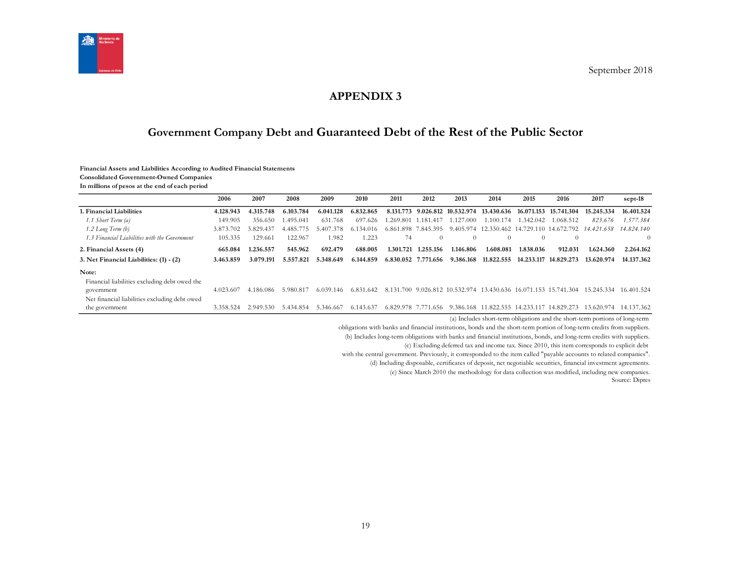September 2018

# APPENDIX 3

## Government Company Debt and Guaranteed Debt of the Rest of the Public Sector

**Financial Assets and Liabilities According to Audited Financial Statements**
**Consolidated Government-Owned Companies**
**In millions of pesos at the end of each period**

| | 2006 | 2007 | 2008 | 2009 | 2010 | 2011 | 2012 | 2013 | 2014 | 2015 | 2016 | 2017 | sept-18 |
|---|---|---|---|---|---|---|---|---|---|---|---|---|---|
| **1. Financial Liabilities** | **4.128.943** | **4.315.748** | **6.103.784** | **6.041.128** | **6.832.865** | **8.131.773** | **9.026.812** | **10.532.974** | **13.430.636** | **16.071.153** | **15.741.304** | **15.245.334** | **16.401.524** |
| *1.1 Short Term (a)* | 149.905 | 356.650 | 1.495.041 | 631.768 | 697.626 | 1.269.801 | 1.181.417 | 1.127.000 | 1.100.174 | 1.342.042 | 1.068.512 | *823.676* | *1.577.384* |
| *1.2 Long Term (b)* | 3.873.702 | 3.829.437 | 4.485.775 | 5.407.378 | 6.134.016 | 6.861.898 | 7.845.395 | 9.405.974 | 12.330.462 | 14.729.110 | 14.672.792 | *14.421.658* | *14.824.140* |
| *1.3 Financial Liabilities with the Government* | 105.335 | 129.661 | 122.967 | 1.982 | 1.223 | 74 | 0 | 0 | 0 | 0 | 0 | | 0 |
| **2. Financial Assets (4)** | **665.084** | **1.236.557** | **545.962** | **692.479** | **688.005** | **1.301.721** | **1.255.156** | **1.146.806** | **1.608.081** | **1.838.036** | **912.031** | **1.624.360** | **2.264.162** |
| **3. Net Financial Liabilities: (1) - (2)** | **3.463.859** | **3.079.191** | **5.557.821** | **5.348.649** | **6.144.859** | **6.830.052** | **7.771.656** | **9.386.168** | **11.822.555** | **14.233.117** | **14.829.273** | **13.620.974** | **14.137.362** |
| **Note:** | | | | | | | | | | | | | |
| Financial liabilities excluding debt owed the government | 4.023.607 | 4.186.086 | 5.980.817 | 6.039.146 | 6.831.642 | 8.131.700 | 9.026.812 | 10.532.974 | 13.430.636 | 16.071.153 | 15.741.304 | 15.245.334 | 16.401.524 |
| Net financial liabilities excluding debt owed the government | 3.358.524 | 2.949.530 | 5.434.854 | 5.346.667 | 6.143.637 | 6.829.978 | 7.771.656 | 9.386.168 | 11.822.555 | 14.233.117 | 14.829.273 | 13.620.974 | 14.137.362 |

(a) Includes short-term obligations and the short-term portions of long-term obligations with banks and financial institutions, bonds and the short-term portion of long-term credits from suppliers.
(b) Includes long-term obligations with banks and financial institutions, bonds, and long-term credits with suppliers.
(c) Excluding deferred tax and income tax. Since 2010, this item corresponds to explicit debt with the central government. Previously, it corresponded to the item called "payable accounts to related companies".
(d) Including disposable, certificates of deposit, net negotiable securities, financial investment agreements.
(e) Since March 2010 the methodology for data collection was modified, including new companies.
Source: Dipres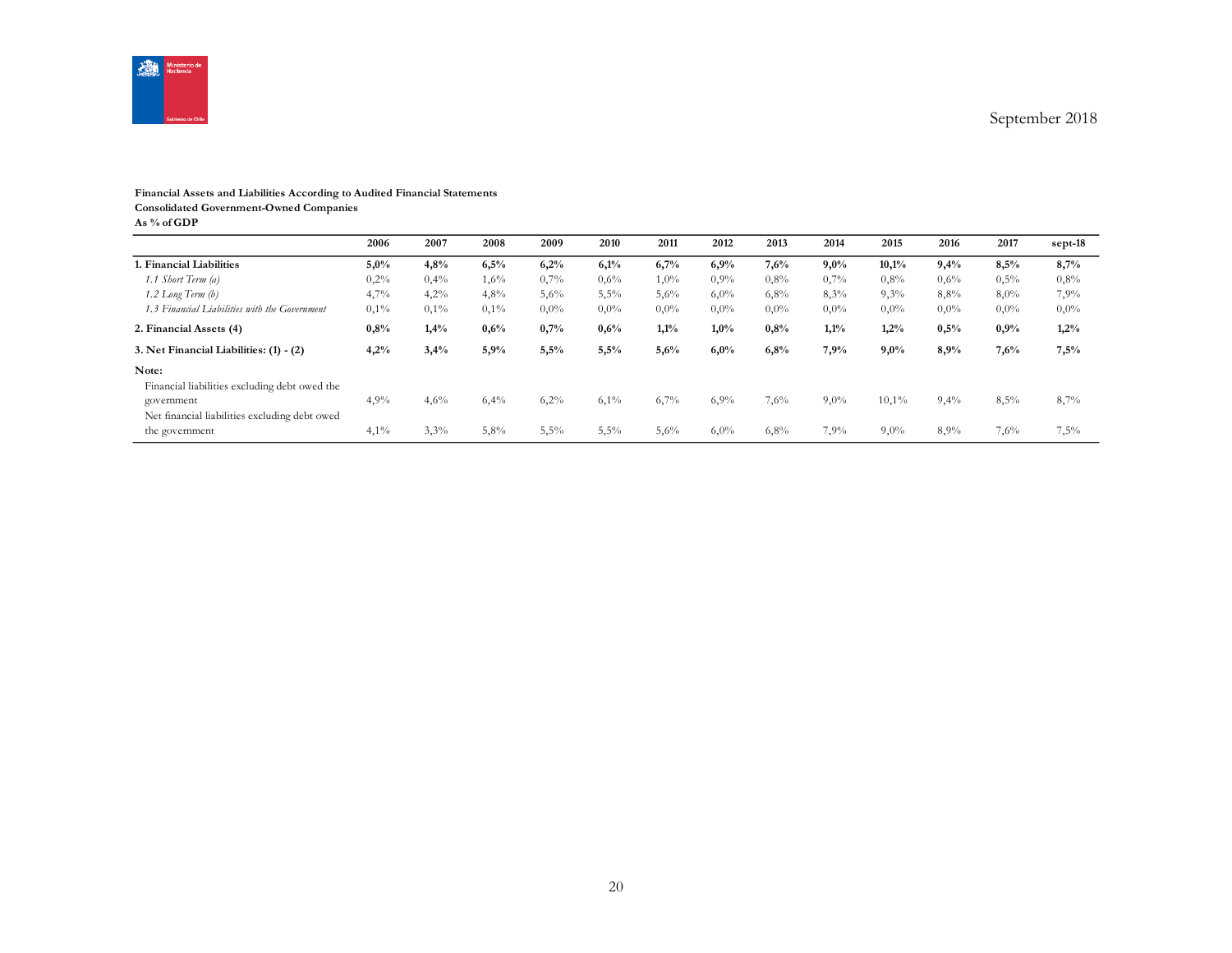**Financial Assets and Liabilities According to Audited Financial Statements**
**Consolidated Government-Owned Companies**
**As % of GDP**

| | 2006 | 2007 | 2008 | 2009 | 2010 | 2011 | 2012 | 2013 | 2014 | 2015 | 2016 | 2017 | sept-18 |
|---|---|---|---|---|---|---|---|---|---|---|---|---|---|
| **1. Financial Liabilities** | **5,0%** | **4,8%** | **6,5%** | **6,2%** | **6,1%** | **6,7%** | **6,9%** | **7,6%** | **9,0%** | **10,1%** | **9,4%** | **8,5%** | **8,7%** |
| *1.1 Short Term (a)* | 0,2% | 0,4% | 1,6% | 0,7% | 0,6% | 1,0% | 0,9% | 0,8% | 0,7% | 0,8% | 0,6% | 0,5% | 0,8% |
| *1.2 Long Term (b)* | 4,7% | 4,2% | 4,8% | 5,6% | 5,5% | 5,6% | 6,0% | 6,8% | 8,3% | 9,3% | 8,8% | 8,0% | 7,9% |
| *1.3 Financial Liabilities with the Government* | 0,1% | 0,1% | 0,1% | 0,0% | 0,0% | 0,0% | 0,0% | 0,0% | 0,0% | 0,0% | 0,0% | 0,0% | 0,0% |
| **2. Financial Assets (4)** | **0,8%** | **1,4%** | **0,6%** | **0,7%** | **0,6%** | **1,1%** | **1,0%** | **0,8%** | **1,1%** | **1,2%** | **0,5%** | **0,9%** | **1,2%** |
| **3. Net Financial Liabilities: (1) - (2)** | **4,2%** | **3,4%** | **5,9%** | **5,5%** | **5,5%** | **5,6%** | **6,0%** | **6,8%** | **7,9%** | **9,0%** | **8,9%** | **7,6%** | **7,5%** |
| **Note:** | | | | | | | | | | | | | |
| Financial liabilities excluding debt owed the government | 4,9% | 4,6% | 6,4% | 6,2% | 6,1% | 6,7% | 6,9% | 7,6% | 9,0% | 10,1% | 9,4% | 8,5% | 8,7% |
| Net financial liabilities excluding debt owed the government | 4,1% | 3,3% | 5,8% | 5,5% | 5,5% | 5,6% | 6,0% | 6,8% | 7,9% | 9,0% | 8,9% | 7,6% | 7,5% |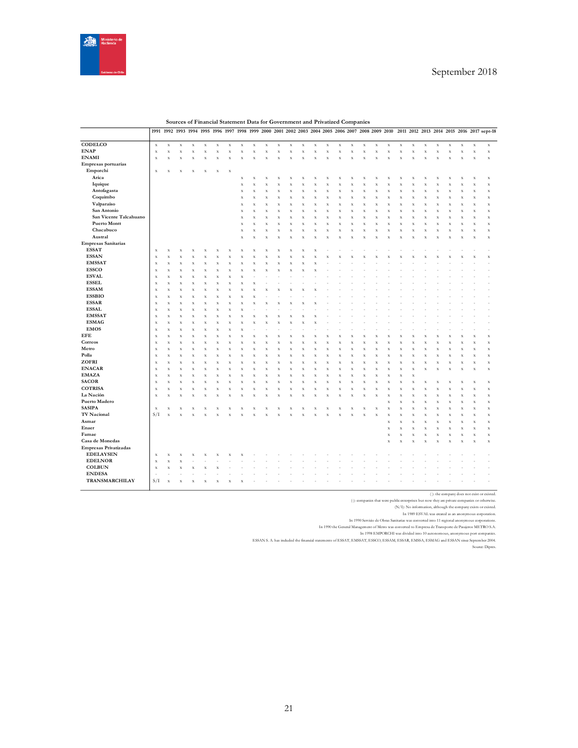**Sources of Financial Statement Data for Government and Privatized Companies**

| | 1991 | 1992 | 1993 | 1994 | 1995 | 1996 | 1997 | 1998 | 1999 | 2000 | 2001 | 2002 | 2003 | 2004 | 2005 | 2006 | 2007 | 2008 | 2009 | 2010 | 2011 | 2012 | 2013 | 2014 | 2015 | 2016 | 2017 | sept-18 |
|---|---|---|---|---|---|---|---|---|---|---|---|---|---|---|---|---|---|---|---|---|---|---|---|---|---|---|---|---|
| **CODELCO** | x | x | x | x | x | x | x | x | x | x | x | x | x | x | x | x | x | x | x | x | x | x | x | x | x | x | x | x |
| **ENAP** | x | x | x | x | x | x | x | x | x | x | x | x | x | x | x | x | x | x | x | x | x | x | x | x | x | x | x | x |
| **ENAMI** | x | x | x | x | x | x | x | x | x | x | x | x | x | x | x | x | x | x | x | x | x | x | x | x | x | x | x | x |
| **Empresas portuarias** | | | | | | | | | | | | | | | | | | | | | | | | | | | | |
| **Emporchi** | x | x | x | x | x | x | x | | | | | | | | | | | | | | | | | | | | | |
| **Arica** | | | | | | | | x | x | x | x | x | x | x | x | x | x | x | x | x | x | x | x | x | x | x | x | x |
| **Iquique** | | | | | | | | x | x | x | x | x | x | x | x | x | x | x | x | x | x | x | x | x | x | x | x | x |
| **Antofagasta** | | | | | | | | x | x | x | x | x | x | x | x | x | x | x | x | x | x | x | x | x | x | x | x | x |
| **Coquimbo** | | | | | | | | x | x | x | x | x | x | x | x | x | x | x | x | x | x | x | x | x | x | x | x | x |
| **Valparaíso** | | | | | | | | x | x | x | x | x | x | x | x | x | x | x | x | x | x | x | x | x | x | x | x | x |
| **San Antonio** | | | | | | | | x | x | x | x | x | x | x | x | x | x | x | x | x | x | x | x | x | x | x | x | x |
| **San Vicente Talcahuano** | | | | | | | | x | x | x | x | x | x | x | x | x | x | x | x | x | x | x | x | x | x | x | x | x |
| **Puerto Montt** | | | | | | | | x | x | x | x | x | x | x | x | x | x | x | x | x | x | x | x | x | x | x | x | x |
| **Chacabuco** | | | | | | | | x | x | x | x | x | x | x | x | x | x | x | x | x | x | x | x | x | x | x | x | x |
| **Austral** | | | | | | | | x | x | x | x | x | x | x | x | x | x | x | x | x | x | x | x | x | x | x | x | x |
| **Empresas Sanitarias** | | | | | | | | | | | | | | | | | | | | | | | | | | | | |
| **ESSAT** | x | x | x | x | x | x | x | x | x | x | x | x | x | x | - | - | - | - | - | - | - | - | - | - | - | - | - | - |
| **ESSAN** | x | x | x | x | x | x | x | x | x | x | x | x | x | x | x | x | x | x | x | x | x | x | x | x | x | x | x | x |
| **EMSSAT** | x | x | x | x | x | x | x | x | x | x | x | x | x | x | - | - | - | - | - | - | - | - | - | - | - | - | - | - |
| **ESSCO** | x | x | x | x | x | x | x | x | x | x | x | x | x | x | - | - | - | - | - | - | - | - | - | - | - | - | - | - |
| **ESVAL** | x | x | x | x | x | x | x | x | - | - | - | - | - | - | - | - | - | - | - | - | - | - | - | - | - | - | - | - |
| **ESSEL** | x | x | x | x | x | x | x | x | x | - | - | - | - | - | - | - | - | - | - | - | - | - | - | - | - | - | - | - |
| **ESSAM** | x | x | x | x | x | x | x | x | x | x | x | x | x | x | - | - | - | - | - | - | - | - | - | - | - | - | - | - |
| **ESSBIO** | x | x | x | x | x | x | x | x | x | - | - | - | - | - | - | - | - | - | - | - | - | - | - | - | - | - | - | - |
| **ESSAR** | x | x | x | x | x | x | x | x | x | x | x | x | x | x | - | - | - | - | - | - | - | - | - | - | - | - | - | - |
| **ESSAL** | x | x | x | x | x | x | x | x | - | - | - | - | - | - | - | - | - | - | - | - | - | - | - | - | - | - | - | - |
| **EMSSAT** | x | x | x | x | x | x | x | x | x | x | x | x | x | x | - | - | - | - | - | - | - | - | - | - | - | - | - | - |
| **ESMAG** | x | x | x | x | x | x | x | x | x | x | x | x | x | x | - | - | - | - | - | - | - | - | - | - | - | - | - | - |
| **EMOS** | x | x | x | x | x | x | x | x | - | - | - | - | - | - | - | - | - | - | - | - | - | - | - | - | - | - | - | - |
| **EFE** | x | x | x | x | x | x | x | x | x | x | x | x | x | x | x | x | x | x | x | x | x | x | x | x | x | x | x | x |
| **Correos** | x | x | x | x | x | x | x | x | x | x | x | x | x | x | x | x | x | x | x | x | x | x | x | x | x | x | x | x |
| **Metro** | x | x | x | x | x | x | x | x | x | x | x | x | x | x | x | x | x | x | x | x | x | x | x | x | x | x | x | x |
| **Polla** | x | x | x | x | x | x | x | x | x | x | x | x | x | x | x | x | x | x | x | x | x | x | x | x | x | x | x | x |
| **ZOFRI** | x | x | x | x | x | x | x | x | x | x | x | x | x | x | x | x | x | x | x | x | x | x | x | x | x | x | x | x |
| **ENACAR** | x | x | x | x | x | x | x | x | x | x | x | x | x | x | x | x | x | x | x | x | x | x | x | x | x | x | x | x |
| **EMAZA** | x | x | x | x | x | x | x | x | x | x | x | x | x | x | x | x | x | x | x | x | x | x | | | | | | |
| **SACOR** | x | x | x | x | x | x | x | x | x | x | x | x | x | x | x | x | x | x | x | x | x | x | x | x | x | x | x | x |
| **COTRISA** | x | x | x | x | x | x | x | x | x | x | x | x | x | x | x | x | x | x | x | x | x | x | x | x | x | x | x | x |
| **La Nación** | x | x | x | x | x | x | x | x | x | x | x | x | x | x | x | x | x | x | x | x | x | x | x | x | x | x | x | x |
| **Puerto Madero** | | | | | | | | | | | | | | | | | | | | x | x | x | x | x | x | x | x | x |
| **SASIPA** | x | x | x | x | x | x | x | x | x | x | x | x | x | x | x | x | x | x | x | x | x | x | x | x | x | x | x | x |
| **TV Nacional** | S/I | x | x | x | x | x | x | x | x | x | x | x | x | x | x | x | x | x | x | x | x | x | x | x | x | x | x | x |
| **Asmar** | | | | | | | | | | | | | | | | | | | | x | x | x | x | x | x | x | x | x |
| **Enaer** | | | | | | | | | | | | | | | | | | | | x | x | x | x | x | x | x | x | x |
| **Famae** | | | | | | | | | | | | | | | | | | | | x | x | x | x | x | x | x | x | x |
| **Casa de Monedas** | | | | | | | | | | | | | | | | | | | | x | x | x | x | x | x | x | x | x |
| **Empresas Privatizadas** | | | | | | | | | | | | | | | | | | | | | | | | | | | | |
| **EDELAYSEN** | x | x | x | x | x | x | x | x | - | - | - | - | - | - | - | - | - | - | - | - | - | - | - | - | - | - | - | - |
| **EDELNOR** | x | x | x | - | - | - | - | - | - | - | - | - | - | - | - | - | - | - | - | - | - | - | - | - | - | - | - | - |
| **COLBUN** | x | x | x | x | x | x | - | - | - | - | - | - | - | - | - | - | - | - | - | - | - | - | - | - | - | - | - | - |
| **ENDESA** | - | - | - | - | - | - | - | - | - | - | - | - | - | - | - | - | - | - | - | - | - | - | - | - | - | - | - | - |
| **TRANSMARCHILAY** | S/I | x | x | x | x | x | x | x | - | - | - | - | - | - | - | - | - | - | - | - | - | - | - | - | - | - | - | - |

( ): the company does not exist or existed.

(-): companies that were public enterprises but now they are private companies or otherwise.

(N/I): No information, although the company exists or existed.

In 1989 ESVAL was created as an anonymous corporation.

In 1990 Servicio de Obras Sanitarias was converted into 11 regional anonymous corporations.

In 1990 the General Management of Metro was converted to Empresa de Transporte de Pasajeros METRO S.A.

In 1998 EMPORCHI was divided into 10 autonomous, anonymous port companies.

ESSAN S. A. has included the financial statements of ESSAT, EMSSAT, ESSCO, ESSAM, ESSAR, EMSSA, ESMAG and ESSAN since September 2004.

Source: Dipres.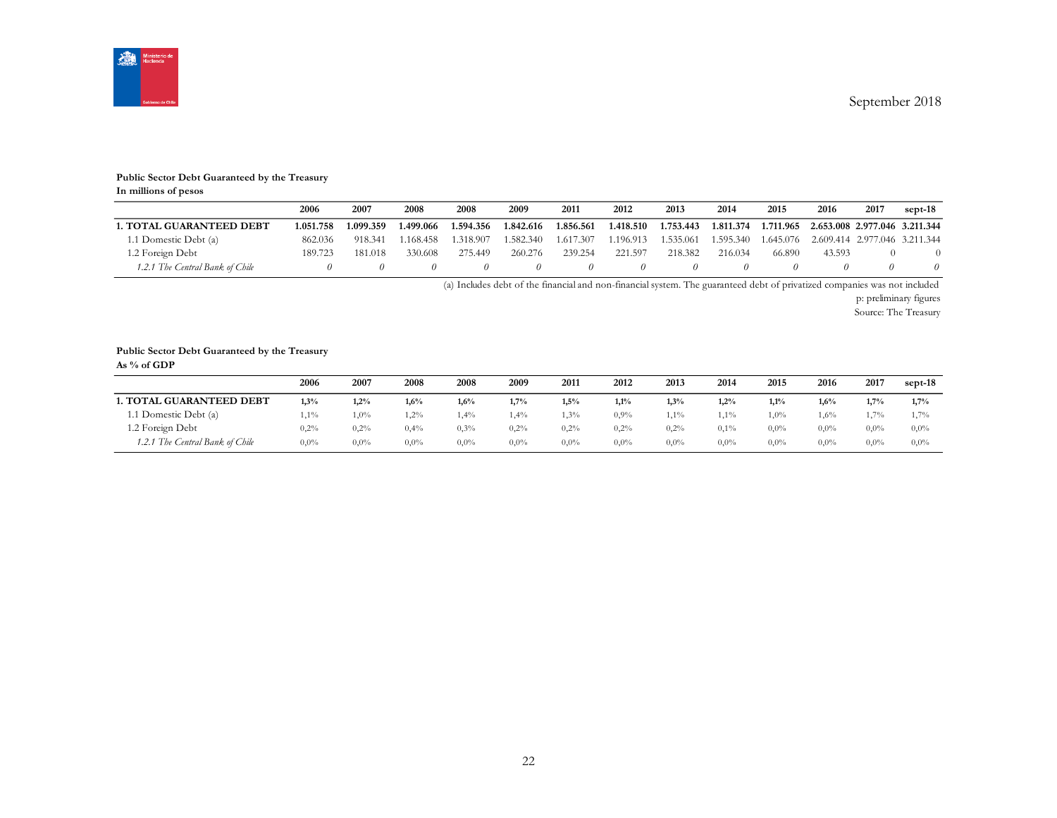September 2018

**Public Sector Debt Guaranteed by the Treasury**
**In millions of pesos**

| | 2006 | 2007 | 2008 | 2008 | 2009 | 2011 | 2012 | 2013 | 2014 | 2015 | 2016 | 2017 | sept-18 |
|---|---|---|---|---|---|---|---|---|---|---|---|---|---|
| **1. TOTAL GUARANTEED DEBT** | **1.051.758** | **1.099.359** | **1.499.066** | **1.594.356** | **1.842.616** | **1.856.561** | **1.418.510** | **1.753.443** | **1.811.374** | **1.711.965** | **2.653.008** | **2.977.046** | **3.211.344** |
| 1.1 Domestic Debt (a) | 862.036 | 918.341 | 1.168.458 | 1.318.907 | 1.582.340 | 1.617.307 | 1.196.913 | 1.535.061 | 1.595.340 | 1.645.076 | 2.609.414 | 2.977.046 | 3.211.344 |
| 1.2 Foreign Debt | 189.723 | 181.018 | 330.608 | 275.449 | 260.276 | 239.254 | 221.597 | 218.382 | 216.034 | 66.890 | 43.593 | 0 | 0 |
| *1.2.1 The Central Bank of Chile* | *0* | *0* | *0* | *0* | *0* | *0* | *0* | *0* | *0* | *0* | *0* | *0* | *0* |

(a) Includes debt of the financial and non-financial system. The guaranteed debt of privatized companies was not included

p: preliminary figures

Source: The Treasury

**Public Sector Debt Guaranteed by the Treasury**
**As % of GDP**

| | 2006 | 2007 | 2008 | 2008 | 2009 | 2011 | 2012 | 2013 | 2014 | 2015 | 2016 | 2017 | sept-18 |
|---|---|---|---|---|---|---|---|---|---|---|---|---|---|
| **1. TOTAL GUARANTEED DEBT** | **1,3%** | **1,2%** | **1,6%** | **1,6%** | **1,7%** | **1,5%** | **1,1%** | **1,3%** | **1,2%** | **1,1%** | **1,6%** | **1,7%** | **1,7%** |
| 1.1 Domestic Debt (a) | 1,1% | 1,0% | 1,2% | 1,4% | 1,4% | 1,3% | 0,9% | 1,1% | 1,1% | 1,0% | 1,6% | 1,7% | 1,7% |
| 1.2 Foreign Debt | 0,2% | 0,2% | 0,4% | 0,3% | 0,2% | 0,2% | 0,2% | 0,2% | 0,1% | 0,0% | 0,0% | 0,0% | 0,0% |
| *1.2.1 The Central Bank of Chile* | 0,0% | 0,0% | 0,0% | 0,0% | 0,0% | 0,0% | 0,0% | 0,0% | 0,0% | 0,0% | 0,0% | 0,0% | 0,0% |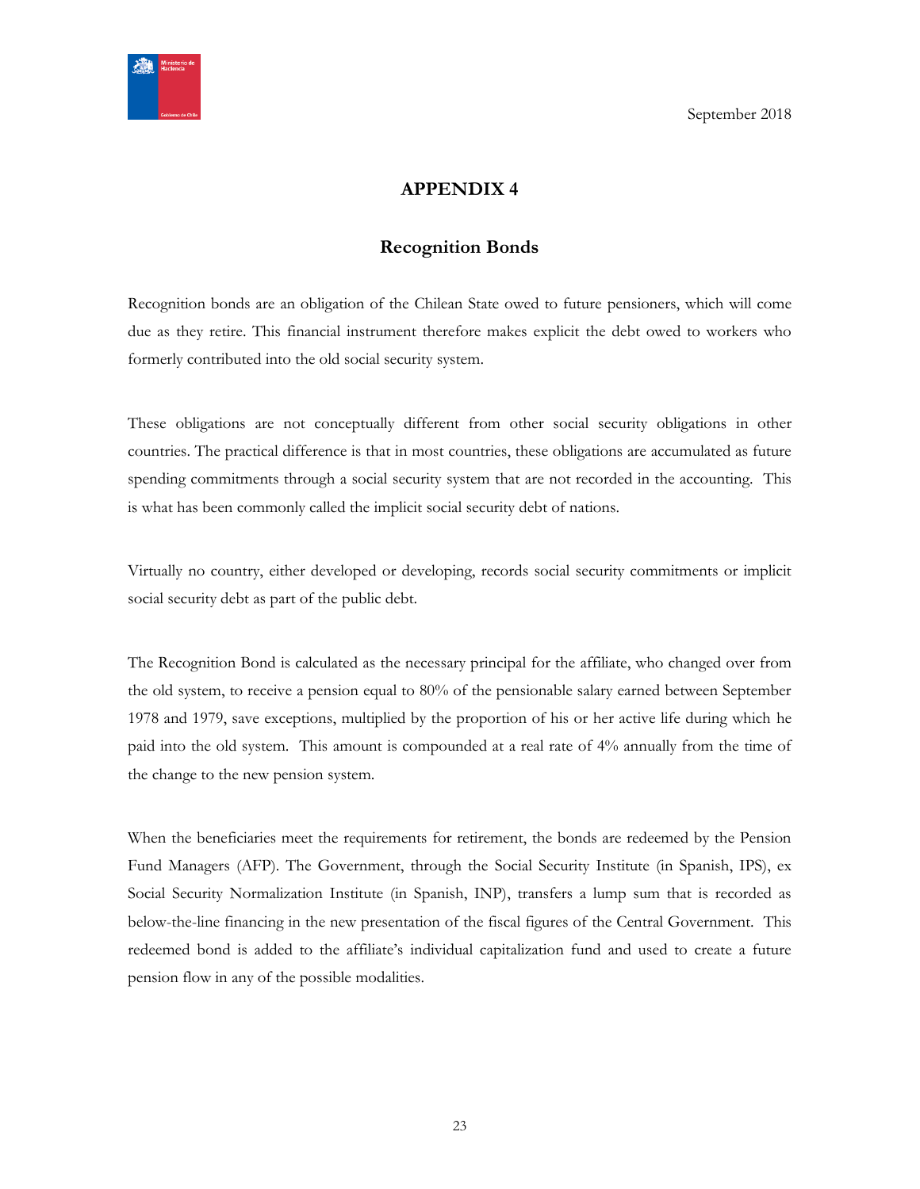September 2018

# APPENDIX 4

## Recognition Bonds

Recognition bonds are an obligation of the Chilean State owed to future pensioners, which will come due as they retire. This financial instrument therefore makes explicit the debt owed to workers who formerly contributed into the old social security system.

These obligations are not conceptually different from other social security obligations in other countries. The practical difference is that in most countries, these obligations are accumulated as future spending commitments through a social security system that are not recorded in the accounting. This is what has been commonly called the implicit social security debt of nations.

Virtually no country, either developed or developing, records social security commitments or implicit social security debt as part of the public debt.

The Recognition Bond is calculated as the necessary principal for the affiliate, who changed over from the old system, to receive a pension equal to 80% of the pensionable salary earned between September 1978 and 1979, save exceptions, multiplied by the proportion of his or her active life during which he paid into the old system. This amount is compounded at a real rate of 4% annually from the time of the change to the new pension system.

When the beneficiaries meet the requirements for retirement, the bonds are redeemed by the Pension Fund Managers (AFP). The Government, through the Social Security Institute (in Spanish, IPS), ex Social Security Normalization Institute (in Spanish, INP), transfers a lump sum that is recorded as below-the-line financing in the new presentation of the fiscal figures of the Central Government. This redeemed bond is added to the affiliate's individual capitalization fund and used to create a future pension flow in any of the possible modalities.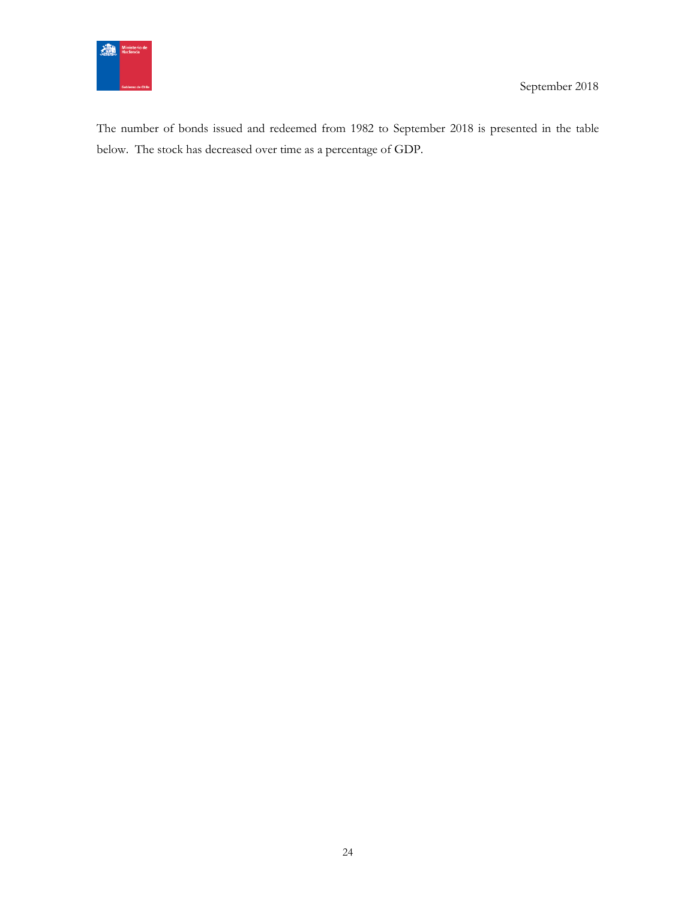The number of bonds issued and redeemed from 1982 to September 2018 is presented in the table below. The stock has decreased over time as a percentage of GDP.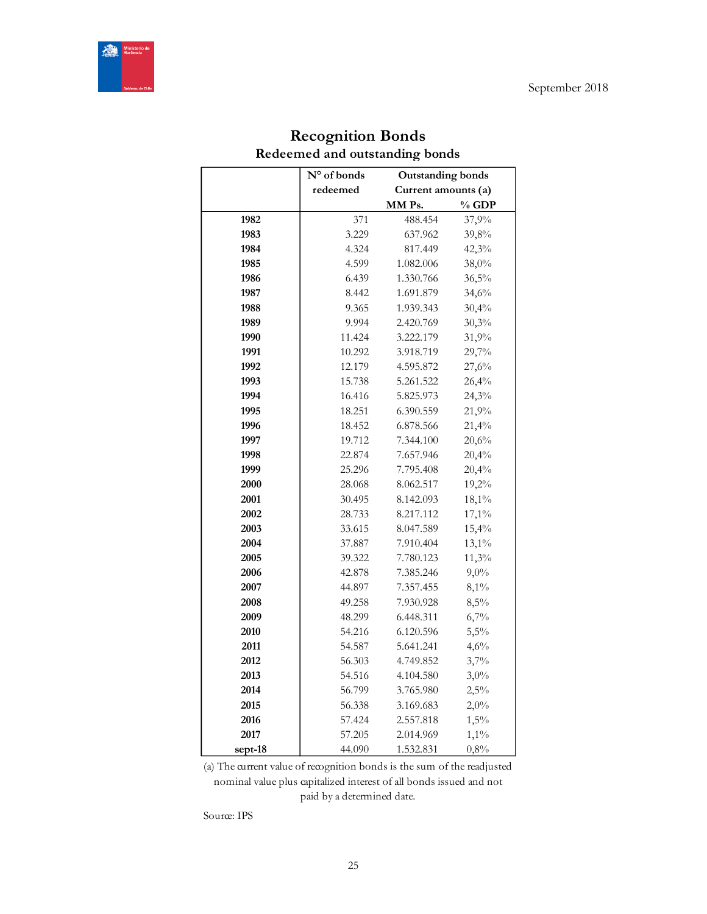September 2018

# Recognition Bonds
## Redeemed and outstanding bonds

| | N° of bonds redeemed | Outstanding bonds Current amounts (a) | |
|---|---|---|---|
| | | MM Ps. | % GDP |
| **1982** | 371 | 488.454 | 37,9% |
| **1983** | 3.229 | 637.962 | 39,8% |
| **1984** | 4.324 | 817.449 | 42,3% |
| **1985** | 4.599 | 1.082.006 | 38,0% |
| **1986** | 6.439 | 1.330.766 | 36,5% |
| **1987** | 8.442 | 1.691.879 | 34,6% |
| **1988** | 9.365 | 1.939.343 | 30,4% |
| **1989** | 9.994 | 2.420.769 | 30,3% |
| **1990** | 11.424 | 3.222.179 | 31,9% |
| **1991** | 10.292 | 3.918.719 | 29,7% |
| **1992** | 12.179 | 4.595.872 | 27,6% |
| **1993** | 15.738 | 5.261.522 | 26,4% |
| **1994** | 16.416 | 5.825.973 | 24,3% |
| **1995** | 18.251 | 6.390.559 | 21,9% |
| **1996** | 18.452 | 6.878.566 | 21,4% |
| **1997** | 19.712 | 7.344.100 | 20,6% |
| **1998** | 22.874 | 7.657.946 | 20,4% |
| **1999** | 25.296 | 7.795.408 | 20,4% |
| **2000** | 28.068 | 8.062.517 | 19,2% |
| **2001** | 30.495 | 8.142.093 | 18,1% |
| **2002** | 28.733 | 8.217.112 | 17,1% |
| **2003** | 33.615 | 8.047.589 | 15,4% |
| **2004** | 37.887 | 7.910.404 | 13,1% |
| **2005** | 39.322 | 7.780.123 | 11,3% |
| **2006** | 42.878 | 7.385.246 | 9,0% |
| **2007** | 44.897 | 7.357.455 | 8,1% |
| **2008** | 49.258 | 7.930.928 | 8,5% |
| **2009** | 48.299 | 6.448.311 | 6,7% |
| **2010** | 54.216 | 6.120.596 | 5,5% |
| **2011** | 54.587 | 5.641.241 | 4,6% |
| **2012** | 56.303 | 4.749.852 | 3,7% |
| **2013** | 54.516 | 4.104.580 | 3,0% |
| **2014** | 56.799 | 3.765.980 | 2,5% |
| **2015** | 56.338 | 3.169.683 | 2,0% |
| **2016** | 57.424 | 2.557.818 | 1,5% |
| **2017** | 57.205 | 2.014.969 | 1,1% |
| **sept-18** | 44.090 | 1.532.831 | 0,8% |

(a) The current value of recognition bonds is the sum of the readjusted nominal value plus capitalized interest of all bonds issued and not paid by a determined date.

Source: IPS